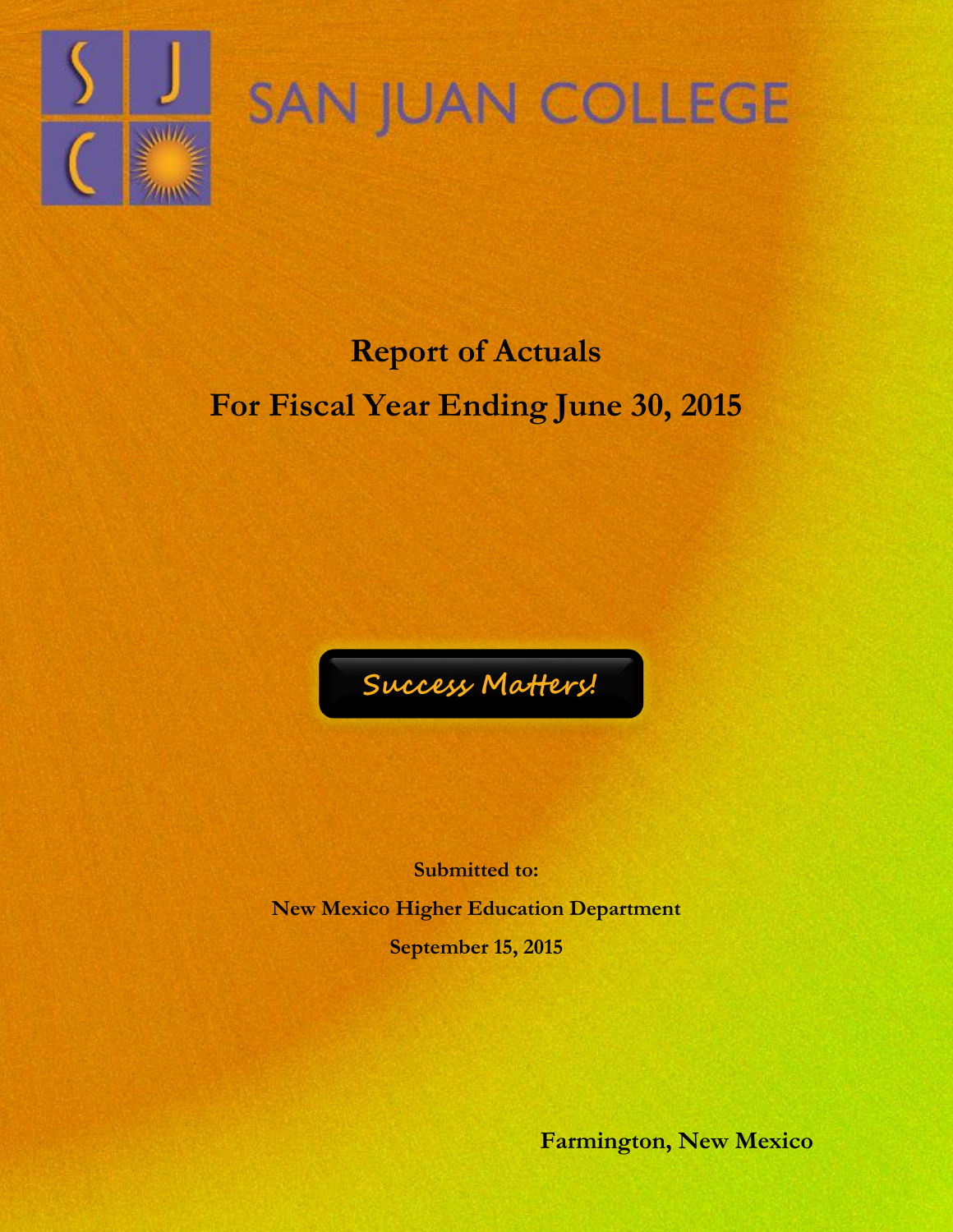SAN JUAN COLLEGE

# Report of Actuals

# For Fiscal Year Ending June 30, 2015

*Success Matters!*

**Submitted to:**

**New Mexico Higher Education Department**

**September 15, 2015**

**Farmington, New Mexico**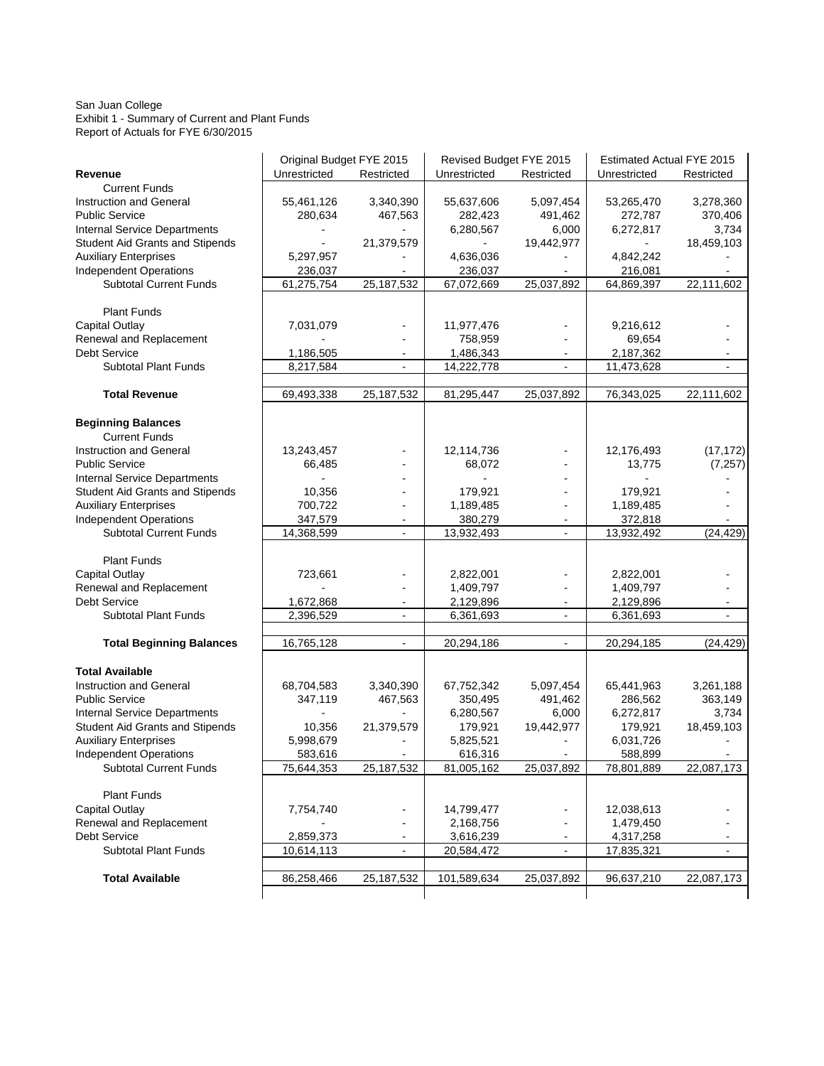San Juan College
Exhibit 1 - Summary of Current and Plant Funds
Report of Actuals for FYE 6/30/2015

| | Original Budget FYE 2015 | | Revised Budget FYE 2015 | | Estimated Actual FYE 2015 | |
|---|---|---|---|---|---|---|
| **Revenue** | Unrestricted | Restricted | Unrestricted | Restricted | Unrestricted | Restricted |
| Current Funds | | | | | | |
| Instruction and General | 55,461,126 | 3,340,390 | 55,637,606 | 5,097,454 | 53,265,470 | 3,278,360 |
| Public Service | 280,634 | 467,563 | 282,423 | 491,462 | 272,787 | 370,406 |
| Internal Service Departments | - | - | 6,280,567 | 6,000 | 6,272,817 | 3,734 |
| Student Aid Grants and Stipends | - | 21,379,579 | - | 19,442,977 | - | 18,459,103 |
| Auxiliary Enterprises | 5,297,957 | - | 4,636,036 | - | 4,842,242 | - |
| Independent Operations | 236,037 | - | 236,037 | - | 216,081 | - |
| Subtotal Current Funds | 61,275,754 | 25,187,532 | 67,072,669 | 25,037,892 | 64,869,397 | 22,111,602 |
| Plant Funds | | | | | | |
| Capital Outlay | 7,031,079 | - | 11,977,476 | - | 9,216,612 | - |
| Renewal and Replacement | - | - | 758,959 | - | 69,654 | - |
| Debt Service | 1,186,505 | - | 1,486,343 | - | 2,187,362 | - |
| Subtotal Plant Funds | 8,217,584 | - | 14,222,778 | - | 11,473,628 | - |
| **Total Revenue** | 69,493,338 | 25,187,532 | 81,295,447 | 25,037,892 | 76,343,025 | 22,111,602 |
| **Beginning Balances** | | | | | | |
| Current Funds | | | | | | |
| Instruction and General | 13,243,457 | - | 12,114,736 | - | 12,176,493 | (17,172) |
| Public Service | 66,485 | - | 68,072 | - | 13,775 | (7,257) |
| Internal Service Departments | - | - | - | - | - | - |
| Student Aid Grants and Stipends | 10,356 | - | 179,921 | - | 179,921 | - |
| Auxiliary Enterprises | 700,722 | - | 1,189,485 | - | 1,189,485 | - |
| Independent Operations | 347,579 | - | 380,279 | - | 372,818 | - |
| Subtotal Current Funds | 14,368,599 | - | 13,932,493 | - | 13,932,492 | (24,429) |
| Plant Funds | | | | | | |
| Capital Outlay | 723,661 | - | 2,822,001 | - | 2,822,001 | - |
| Renewal and Replacement | - | - | 1,409,797 | - | 1,409,797 | - |
| Debt Service | 1,672,868 | - | 2,129,896 | - | 2,129,896 | - |
| Subtotal Plant Funds | 2,396,529 | - | 6,361,693 | - | 6,361,693 | - |
| **Total Beginning Balances** | 16,765,128 | - | 20,294,186 | - | 20,294,185 | (24,429) |
| **Total Available** | | | | | | |
| Instruction and General | 68,704,583 | 3,340,390 | 67,752,342 | 5,097,454 | 65,441,963 | 3,261,188 |
| Public Service | 347,119 | 467,563 | 350,495 | 491,462 | 286,562 | 363,149 |
| Internal Service Departments | - | - | 6,280,567 | 6,000 | 6,272,817 | 3,734 |
| Student Aid Grants and Stipends | 10,356 | 21,379,579 | 179,921 | 19,442,977 | 179,921 | 18,459,103 |
| Auxiliary Enterprises | 5,998,679 | - | 5,825,521 | - | 6,031,726 | - |
| Independent Operations | 583,616 | - | 616,316 | - | 588,899 | - |
| Subtotal Current Funds | 75,644,353 | 25,187,532 | 81,005,162 | 25,037,892 | 78,801,889 | 22,087,173 |
| Plant Funds | | | | | | |
| Capital Outlay | 7,754,740 | - | 14,799,477 | - | 12,038,613 | - |
| Renewal and Replacement | - | - | 2,168,756 | - | 1,479,450 | - |
| Debt Service | 2,859,373 | - | 3,616,239 | - | 4,317,258 | - |
| Subtotal Plant Funds | 10,614,113 | - | 20,584,472 | - | 17,835,321 | - |
| **Total Available** | 86,258,466 | 25,187,532 | 101,589,634 | 25,037,892 | 96,637,210 | 22,087,173 |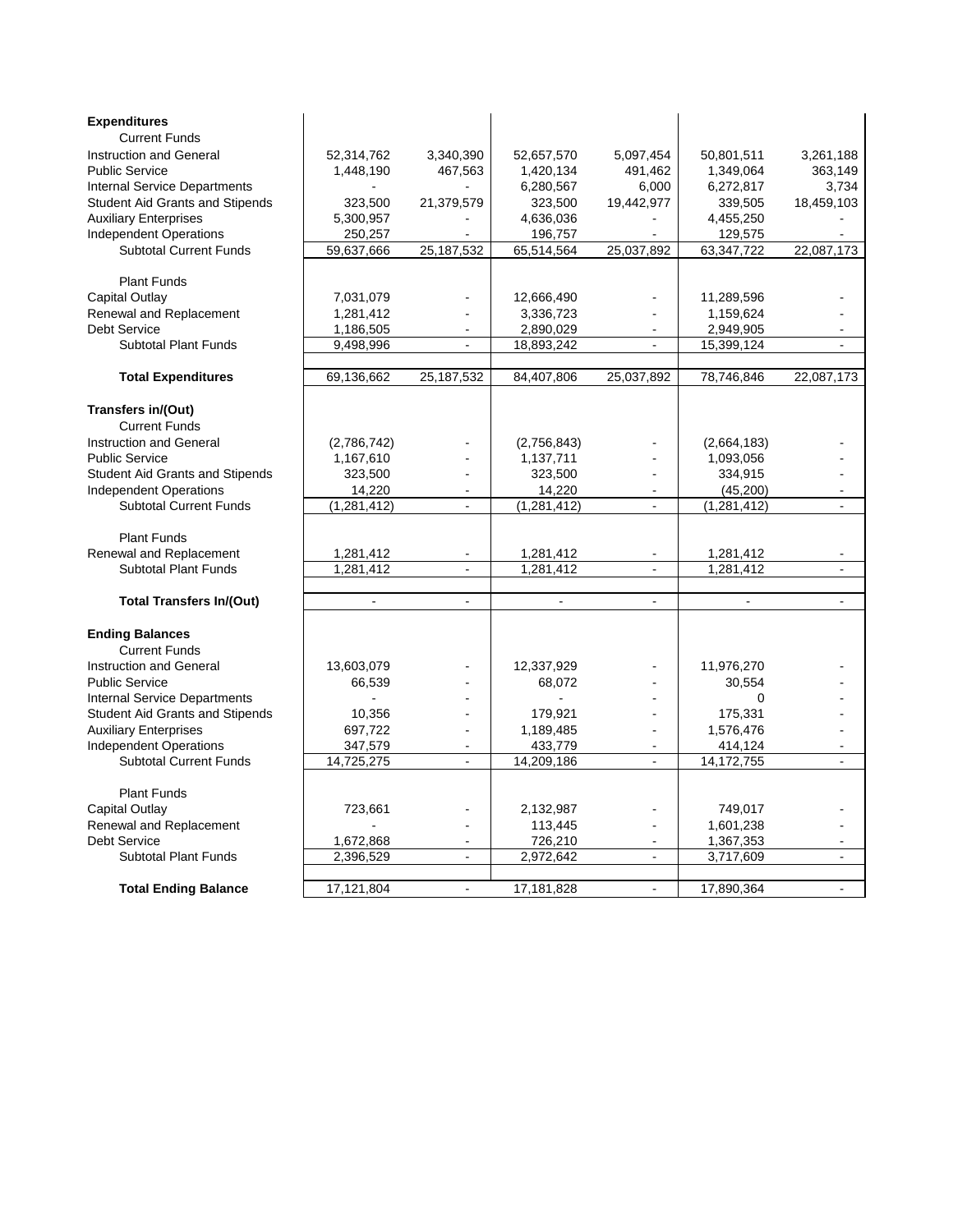| | | | | | | |
|---|---|---|---|---|---|---|
| **Expenditures** | | | | | | |
| Current Funds | | | | | | |
| Instruction and General | 52,314,762 | 3,340,390 | 52,657,570 | 5,097,454 | 50,801,511 | 3,261,188 |
| Public Service | 1,448,190 | 467,563 | 1,420,134 | 491,462 | 1,349,064 | 363,149 |
| Internal Service Departments | - | - | 6,280,567 | 6,000 | 6,272,817 | 3,734 |
| Student Aid Grants and Stipends | 323,500 | 21,379,579 | 323,500 | 19,442,977 | 339,505 | 18,459,103 |
| Auxiliary Enterprises | 5,300,957 | - | 4,636,036 | - | 4,455,250 | - |
| Independent Operations | 250,257 | - | 196,757 | - | 129,575 | - |
| Subtotal Current Funds | 59,637,666 | 25,187,532 | 65,514,564 | 25,037,892 | 63,347,722 | 22,087,173 |
| Plant Funds | | | | | | |
| Capital Outlay | 7,031,079 | - | 12,666,490 | - | 11,289,596 | - |
| Renewal and Replacement | 1,281,412 | - | 3,336,723 | - | 1,159,624 | - |
| Debt Service | 1,186,505 | - | 2,890,029 | - | 2,949,905 | - |
| Subtotal Plant Funds | 9,498,996 | - | 18,893,242 | - | 15,399,124 | - |
| **Total Expenditures** | 69,136,662 | 25,187,532 | 84,407,806 | 25,037,892 | 78,746,846 | 22,087,173 |
| **Transfers in/(Out)** | | | | | | |
| Current Funds | | | | | | |
| Instruction and General | (2,786,742) | - | (2,756,843) | - | (2,664,183) | - |
| Public Service | 1,167,610 | - | 1,137,711 | - | 1,093,056 | - |
| Student Aid Grants and Stipends | 323,500 | - | 323,500 | - | 334,915 | - |
| Independent Operations | 14,220 | - | 14,220 | - | (45,200) | - |
| Subtotal Current Funds | (1,281,412) | - | (1,281,412) | - | (1,281,412) | - |
| Plant Funds | | | | | | |
| Renewal and Replacement | 1,281,412 | - | 1,281,412 | - | 1,281,412 | - |
| Subtotal Plant Funds | 1,281,412 | - | 1,281,412 | - | 1,281,412 | - |
| **Total Transfers In/(Out)** | - | - | - | - | - | - |
| **Ending Balances** | | | | | | |
| Current Funds | | | | | | |
| Instruction and General | 13,603,079 | - | 12,337,929 | - | 11,976,270 | - |
| Public Service | 66,539 | - | 68,072 | - | 30,554 | - |
| Internal Service Departments | - | - | - | - | 0 | - |
| Student Aid Grants and Stipends | 10,356 | - | 179,921 | - | 175,331 | - |
| Auxiliary Enterprises | 697,722 | - | 1,189,485 | - | 1,576,476 | - |
| Independent Operations | 347,579 | - | 433,779 | - | 414,124 | - |
| Subtotal Current Funds | 14,725,275 | - | 14,209,186 | - | 14,172,755 | - |
| Plant Funds | | | | | | |
| Capital Outlay | 723,661 | - | 2,132,987 | - | 749,017 | - |
| Renewal and Replacement | - | - | 113,445 | - | 1,601,238 | - |
| Debt Service | 1,672,868 | - | 726,210 | - | 1,367,353 | - |
| Subtotal Plant Funds | 2,396,529 | - | 2,972,642 | - | 3,717,609 | - |
| **Total Ending Balance** | 17,121,804 | - | 17,181,828 | - | 17,890,364 | - |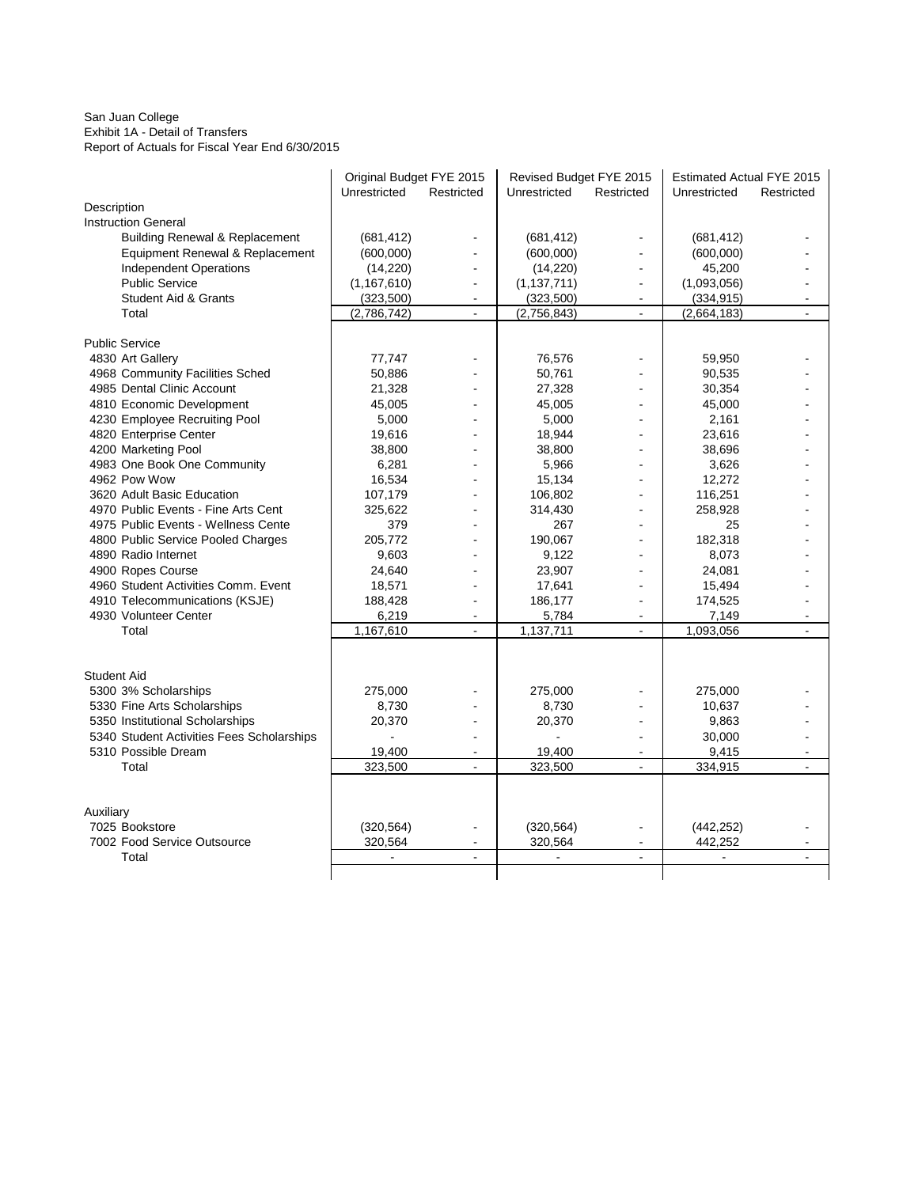San Juan College
Exhibit 1A - Detail of Transfers
Report of Actuals for Fiscal Year End 6/30/2015

| | Original Budget FYE 2015 | | Revised Budget FYE 2015 | | Estimated Actual FYE 2015 | |
|---|---|---|---|---|---|---|
| | Unrestricted | Restricted | Unrestricted | Restricted | Unrestricted | Restricted |
| Description | | | | | | |
| Instruction General | | | | | | |
| Building Renewal & Replacement | (681,412) | - | (681,412) | - | (681,412) | - |
| Equipment Renewal & Replacement | (600,000) | - | (600,000) | - | (600,000) | - |
| Independent Operations | (14,220) | - | (14,220) | - | 45,200 | - |
| Public Service | (1,167,610) | - | (1,137,711) | - | (1,093,056) | - |
| Student Aid & Grants | (323,500) | - | (323,500) | - | (334,915) | - |
| Total | (2,786,742) | - | (2,756,843) | - | (2,664,183) | - |
| | | | | | | |
| Public Service | | | | | | |
| 4830 Art Gallery | 77,747 | - | 76,576 | - | 59,950 | - |
| 4968 Community Facilities Sched | 50,886 | - | 50,761 | - | 90,535 | - |
| 4985 Dental Clinic Account | 21,328 | - | 27,328 | - | 30,354 | - |
| 4810 Economic Development | 45,005 | - | 45,005 | - | 45,000 | - |
| 4230 Employee Recruiting Pool | 5,000 | - | 5,000 | - | 2,161 | - |
| 4820 Enterprise Center | 19,616 | - | 18,944 | - | 23,616 | - |
| 4200 Marketing Pool | 38,800 | - | 38,800 | - | 38,696 | - |
| 4983 One Book One Community | 6,281 | - | 5,966 | - | 3,626 | - |
| 4962 Pow Wow | 16,534 | - | 15,134 | - | 12,272 | - |
| 3620 Adult Basic Education | 107,179 | - | 106,802 | - | 116,251 | - |
| 4970 Public Events - Fine Arts Cent | 325,622 | - | 314,430 | - | 258,928 | - |
| 4975 Public Events - Wellness Cente | 379 | - | 267 | - | 25 | - |
| 4800 Public Service Pooled Charges | 205,772 | - | 190,067 | - | 182,318 | - |
| 4890 Radio Internet | 9,603 | - | 9,122 | - | 8,073 | - |
| 4900 Ropes Course | 24,640 | - | 23,907 | - | 24,081 | - |
| 4960 Student Activities Comm. Event | 18,571 | - | 17,641 | - | 15,494 | - |
| 4910 Telecommunications (KSJE) | 188,428 | - | 186,177 | - | 174,525 | - |
| 4930 Volunteer Center | 6,219 | - | 5,784 | - | 7,149 | - |
| Total | 1,167,610 | - | 1,137,711 | - | 1,093,056 | - |
| | | | | | | |
| Student Aid | | | | | | |
| 5300 3% Scholarships | 275,000 | - | 275,000 | - | 275,000 | - |
| 5330 Fine Arts Scholarships | 8,730 | - | 8,730 | - | 10,637 | - |
| 5350 Institutional Scholarships | 20,370 | - | 20,370 | - | 9,863 | - |
| 5340 Student Activities Fees Scholarships | - | - | - | - | 30,000 | - |
| 5310 Possible Dream | 19,400 | - | 19,400 | - | 9,415 | - |
| Total | 323,500 | - | 323,500 | - | 334,915 | - |
| | | | | | | |
| Auxiliary | | | | | | |
| 7025 Bookstore | (320,564) | - | (320,564) | - | (442,252) | - |
| 7002 Food Service Outsource | 320,564 | - | 320,564 | - | 442,252 | - |
| Total | - | - | - | - | - | - |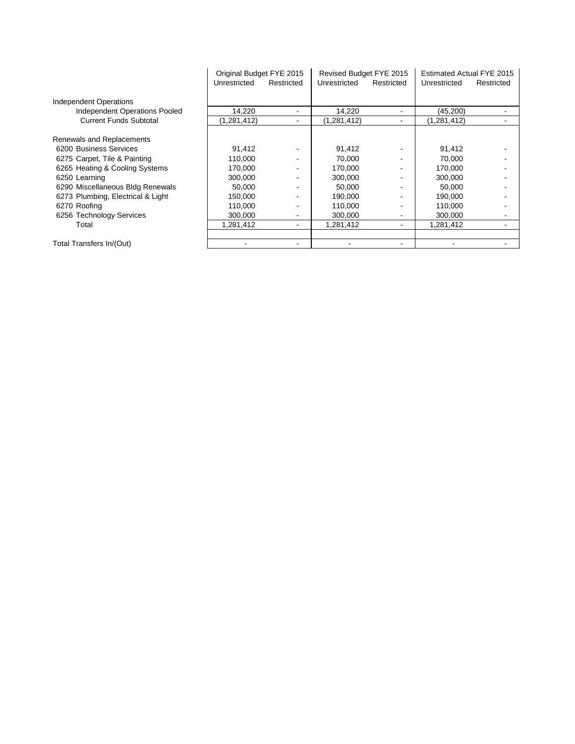| | Original Budget FYE 2015 | | Revised Budget FYE 2015 | | Estimated Actual FYE 2015 | |
|---|---|---|---|---|---|---|
| | Unrestricted | Restricted | Unrestricted | Restricted | Unrestricted | Restricted |
| Independent Operations | | | | | | |
| Independent Operations Pooled | 14,220 | - | 14,220 | - | (45,200) | - |
| Current Funds Subtotal | (1,281,412) | - | (1,281,412) | - | (1,281,412) | - |
| | | | | | | |
| Renewals and Replacements | | | | | | |
| 6200 Business Services | 91,412 | - | 91,412 | - | 91,412 | - |
| 6275 Carpet, Tile & Painting | 110,000 | - | 70,000 | - | 70,000 | - |
| 6265 Heating & Cooling Systems | 170,000 | - | 170,000 | - | 170,000 | - |
| 6250 Learning | 300,000 | - | 300,000 | - | 300,000 | - |
| 6290 Miscellaneous Bldg Renewals | 50,000 | - | 50,000 | - | 50,000 | - |
| 6273 Plumbing, Electrical & Light | 150,000 | - | 190,000 | - | 190,000 | - |
| 6270 Roofing | 110,000 | - | 110,000 | - | 110,000 | - |
| 6256 Technology Services | 300,000 | - | 300,000 | - | 300,000 | - |
| Total | 1,281,412 | - | 1,281,412 | - | 1,281,412 | - |
| | | | | | | |
| Total Transfers In/(Out) | - | - | - | - | - | - |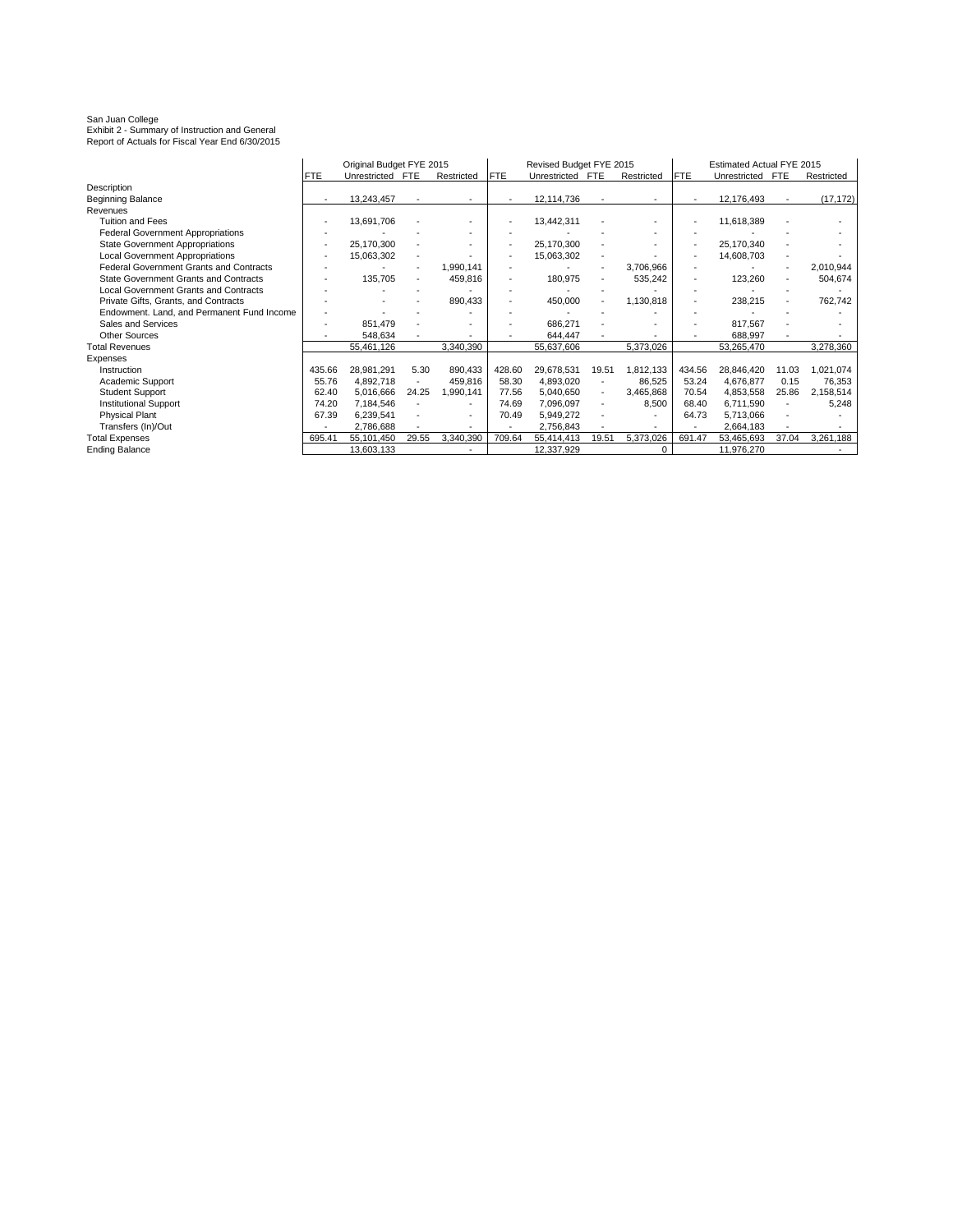San Juan College
Exhibit 2 - Summary of Instruction and General
Report of Actuals for Fiscal Year End 6/30/2015

| | Original Budget FYE 2015 | | | | Revised Budget FYE 2015 | | | | Estimated Actual FYE 2015 | | | |
|---|---|---|---|---|---|---|---|---|---|---|---|---|
| | FTE | Unrestricted | FTE | Restricted | FTE | Unrestricted | FTE | Restricted | FTE | Unrestricted | FTE | Restricted |
| Description | | | | | | | | | | | | |
| Beginning Balance | - | 13,243,457 | - | - | - | 12,114,736 | - | - | - | 12,176,493 | - | (17,172) |
| Revenues | | | | | | | | | | | | |
| Tuition and Fees | - | 13,691,706 | - | - | - | 13,442,311 | - | - | - | 11,618,389 | - | - |
| Federal Government Appropriations | - | - | - | - | - | - | - | - | - | - | - | - |
| State Government Appropriations | - | 25,170,300 | - | - | - | 25,170,300 | - | - | - | 25,170,340 | - | - |
| Local Government Appropriations | - | 15,063,302 | - | - | - | 15,063,302 | - | - | - | 14,608,703 | - | - |
| Federal Government Grants and Contracts | - | - | - | 1,990,141 | - | - | - | 3,706,966 | - | - | - | 2,010,944 |
| State Government Grants and Contracts | - | 135,705 | - | 459,816 | - | 180,975 | - | 535,242 | - | 123,260 | - | 504,674 |
| Local Government Grants and Contracts | - | - | - | - | - | - | - | - | - | - | - | - |
| Private Gifts, Grants, and Contracts | - | - | - | 890,433 | - | 450,000 | - | 1,130,818 | - | 238,215 | - | 762,742 |
| Endowment. Land, and Permanent Fund Income | - | - | - | - | - | - | - | - | - | - | - | - |
| Sales and Services | - | 851,479 | - | - | - | 686,271 | - | - | - | 817,567 | - | - |
| Other Sources | - | 548,634 | - | - | - | 644,447 | - | - | - | 688,997 | - | - |
| Total Revenues | | 55,461,126 | | 3,340,390 | | 55,637,606 | | 5,373,026 | | 53,265,470 | | 3,278,360 |
| Expenses | | | | | | | | | | | | |
| Instruction | 435.66 | 28,981,291 | 5.30 | 890,433 | 428.60 | 29,678,531 | 19.51 | 1,812,133 | 434.56 | 28,846,420 | 11.03 | 1,021,074 |
| Academic Support | 55.76 | 4,892,718 | - | 459,816 | 58.30 | 4,893,020 | - | 86,525 | 53.24 | 4,676,877 | 0.15 | 76,353 |
| Student Support | 62.40 | 5,016,666 | 24.25 | 1,990,141 | 77.56 | 5,040,650 | - | 3,465,868 | 70.54 | 4,853,558 | 25.86 | 2,158,514 |
| Institutional Support | 74.20 | 7,184,546 | - | - | 74.69 | 7,096,097 | - | 8,500 | 68.40 | 6,711,590 | - | 5,248 |
| Physical Plant | 67.39 | 6,239,541 | - | - | 70.49 | 5,949,272 | - | - | 64.73 | 5,713,066 | - | - |
| Transfers (In)/Out | - | 2,786,688 | - | - | - | 2,756,843 | - | - | - | 2,664,183 | - | - |
| Total Expenses | 695.41 | 55,101,450 | 29.55 | 3,340,390 | 709.64 | 55,414,413 | 19.51 | 5,373,026 | 691.47 | 53,465,693 | 37.04 | 3,261,188 |
| Ending Balance | | 13,603,133 | | - | | 12,337,929 | | 0 | | 11,976,270 | | - |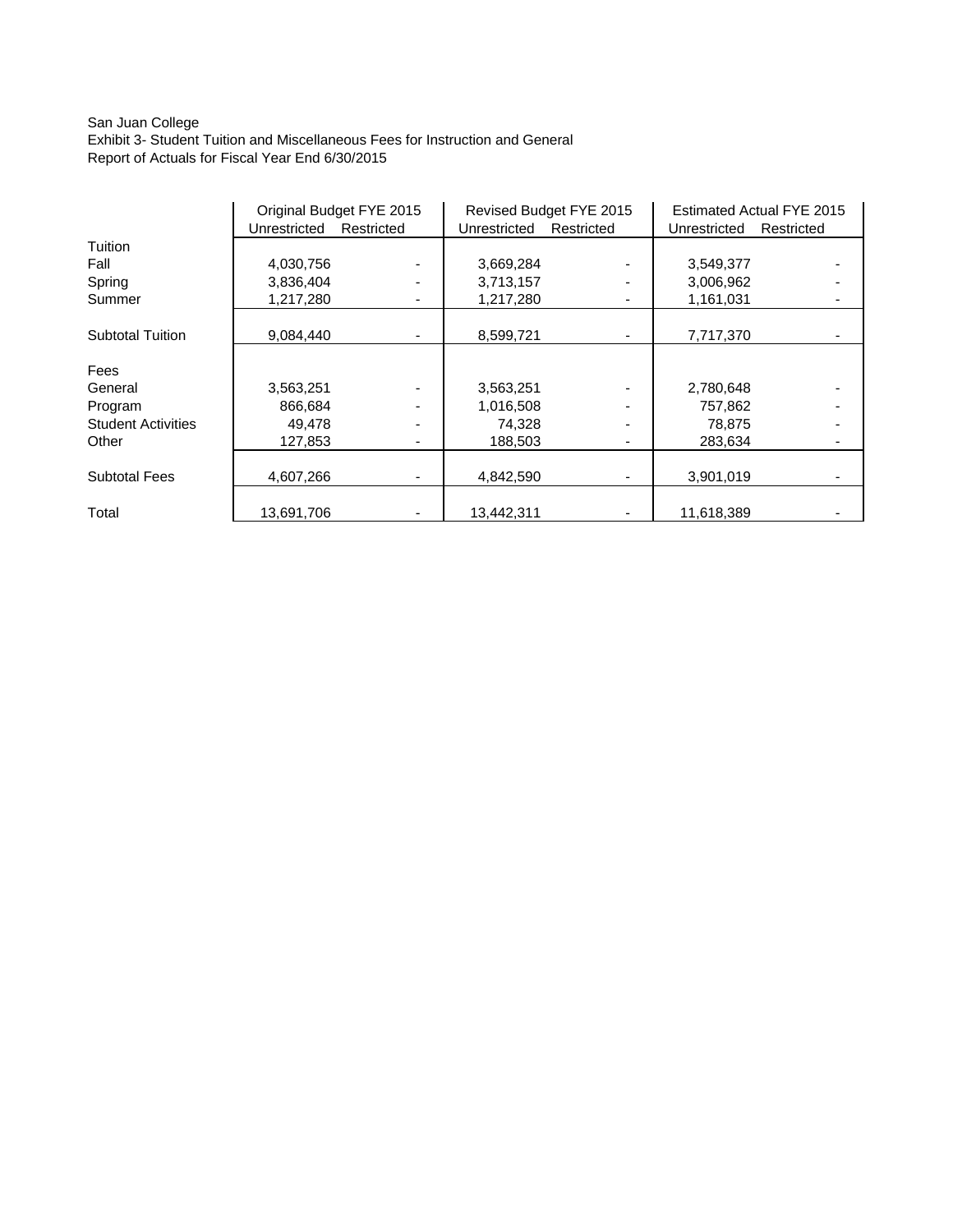San Juan College
Exhibit 3- Student Tuition and Miscellaneous Fees for Instruction and General
Report of Actuals for Fiscal Year End 6/30/2015

| | Original Budget FYE 2015 | | Revised Budget FYE 2015 | | Estimated Actual FYE 2015 | |
|---|---|---|---|---|---|---|
| | Unrestricted | Restricted | Unrestricted | Restricted | Unrestricted | Restricted |
| Tuition | | | | | | |
| Fall | 4,030,756 | - | 3,669,284 | - | 3,549,377 | - |
| Spring | 3,836,404 | - | 3,713,157 | - | 3,006,962 | - |
| Summer | 1,217,280 | - | 1,217,280 | - | 1,161,031 | - |
| Subtotal Tuition | 9,084,440 | - | 8,599,721 | - | 7,717,370 | - |
| Fees | | | | | | |
| General | 3,563,251 | - | 3,563,251 | - | 2,780,648 | - |
| Program | 866,684 | - | 1,016,508 | - | 757,862 | - |
| Student Activities | 49,478 | - | 74,328 | - | 78,875 | - |
| Other | 127,853 | - | 188,503 | - | 283,634 | - |
| Subtotal Fees | 4,607,266 | - | 4,842,590 | - | 3,901,019 | - |
| Total | 13,691,706 | - | 13,442,311 | - | 11,618,389 | - |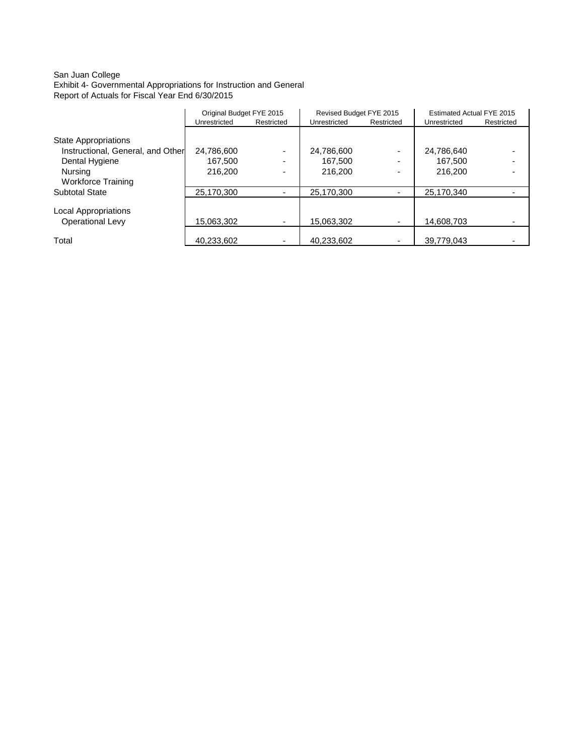San Juan College
Exhibit 4- Governmental Appropriations for Instruction and General
Report of Actuals for Fiscal Year End 6/30/2015

| | Original Budget FYE 2015 | | Revised Budget FYE 2015 | | Estimated Actual FYE 2015 | |
|---|---|---|---|---|---|---|
| | Unrestricted | Restricted | Unrestricted | Restricted | Unrestricted | Restricted |
| State Appropriations | | | | | | |
| Instructional, General, and Other | 24,786,600 | - | 24,786,600 | - | 24,786,640 | - |
| Dental Hygiene | 167,500 | - | 167,500 | - | 167,500 | - |
| Nursing | 216,200 | - | 216,200 | - | 216,200 | - |
| Workforce Training | | | | | | |
| Subtotal State | 25,170,300 | - | 25,170,300 | - | 25,170,340 | - |
| Local Appropriations | | | | | | |
| Operational Levy | 15,063,302 | - | 15,063,302 | - | 14,608,703 | - |
| Total | 40,233,602 | - | 40,233,602 | - | 39,779,043 | - |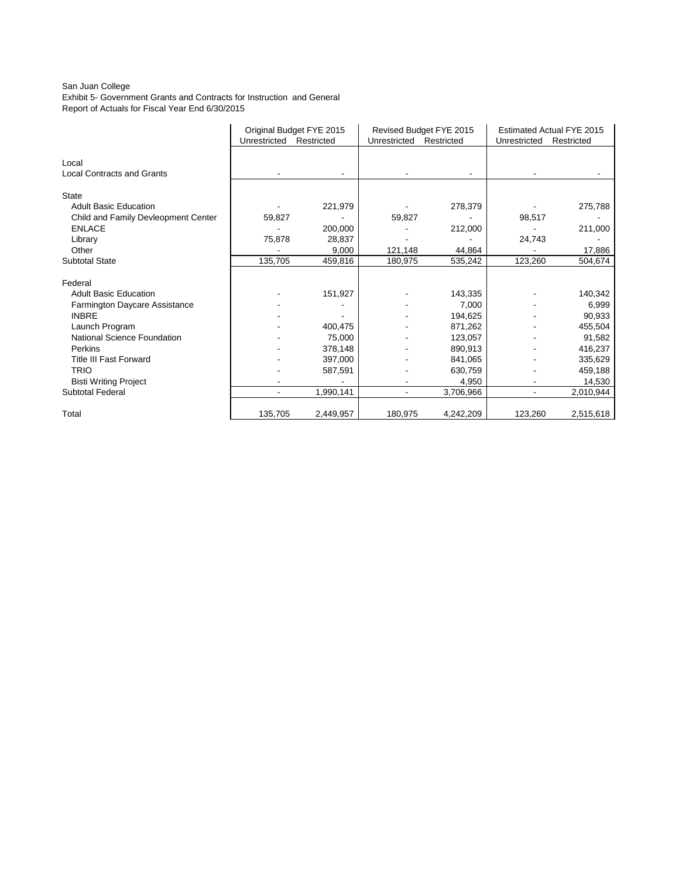San Juan College
Exhibit 5- Government Grants and Contracts for Instruction and General
Report of Actuals for Fiscal Year End 6/30/2015

| | Original Budget FYE 2015 | | Revised Budget FYE 2015 | | Estimated Actual FYE 2015 | |
|---|---|---|---|---|---|---|
| | Unrestricted | Restricted | Unrestricted | Restricted | Unrestricted | Restricted |
| Local | | | | | | |
| Local Contracts and Grants | - | - | - | - | - | - |
| State | | | | | | |
| Adult Basic Education | - | 221,979 | - | 278,379 | - | 275,788 |
| Child and Family Devleopment Center | 59,827 | - | 59,827 | - | 98,517 | - |
| ENLACE | - | 200,000 | - | 212,000 | - | 211,000 |
| Library | 75,878 | 28,837 | - | - | 24,743 | - |
| Other | - | 9,000 | 121,148 | 44,864 | - | 17,886 |
| Subtotal State | 135,705 | 459,816 | 180,975 | 535,242 | 123,260 | 504,674 |
| Federal | | | | | | |
| Adult Basic Education | - | 151,927 | - | 143,335 | - | 140,342 |
| Farmington Daycare Assistance | - | - | - | 7,000 | - | 6,999 |
| INBRE | - | - | - | 194,625 | - | 90,933 |
| Launch Program | - | 400,475 | - | 871,262 | - | 455,504 |
| National Science Foundation | - | 75,000 | - | 123,057 | - | 91,582 |
| Perkins | - | 378,148 | - | 890,913 | - | 416,237 |
| Title III Fast Forward | - | 397,000 | - | 841,065 | - | 335,629 |
| TRIO | - | 587,591 | - | 630,759 | - | 459,188 |
| Bisti Writing Project | - | - | - | 4,950 | - | 14,530 |
| Subtotal Federal | - | 1,990,141 | - | 3,706,966 | - | 2,010,944 |
| Total | 135,705 | 2,449,957 | 180,975 | 4,242,209 | 123,260 | 2,515,618 |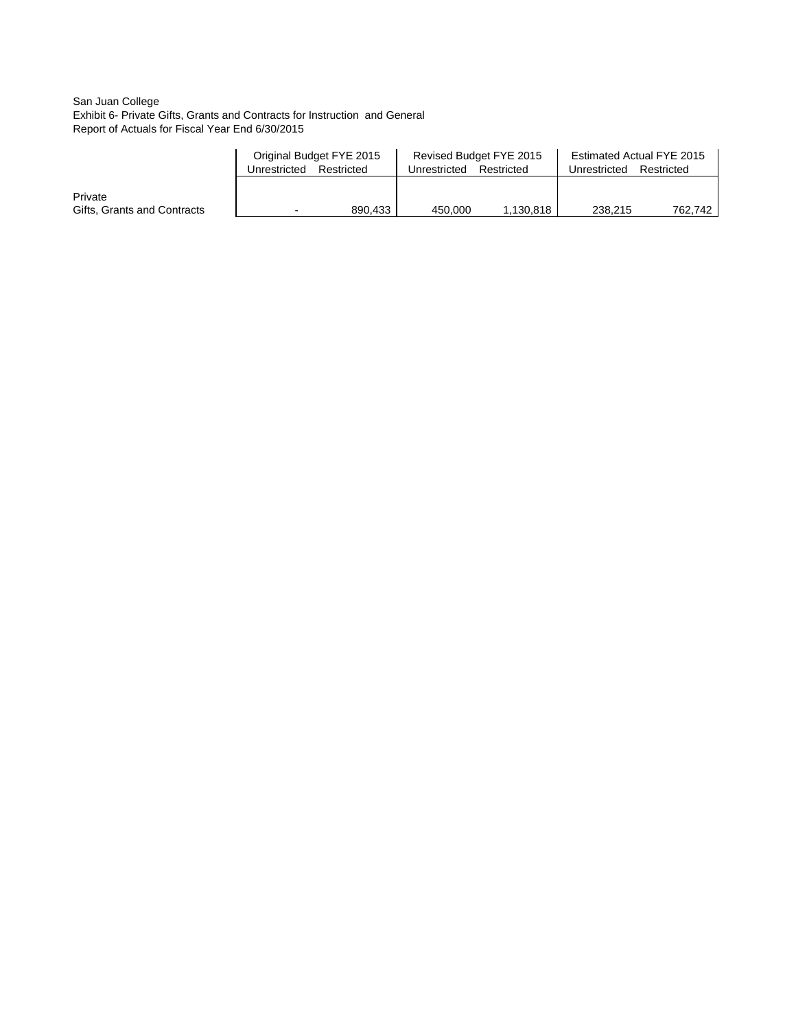San Juan College
Exhibit 6- Private Gifts, Grants and Contracts for Instruction and General
Report of Actuals for Fiscal Year End 6/30/2015

| | Original Budget FYE 2015 | | Revised Budget FYE 2015 | | Estimated Actual FYE 2015 | |
|---|---|---|---|---|---|---|
| | Unrestricted | Restricted | Unrestricted | Restricted | Unrestricted | Restricted |
| Private<br>Gifts, Grants and Contracts | - | 890,433 | 450,000 | 1,130,818 | 238,215 | 762,742 |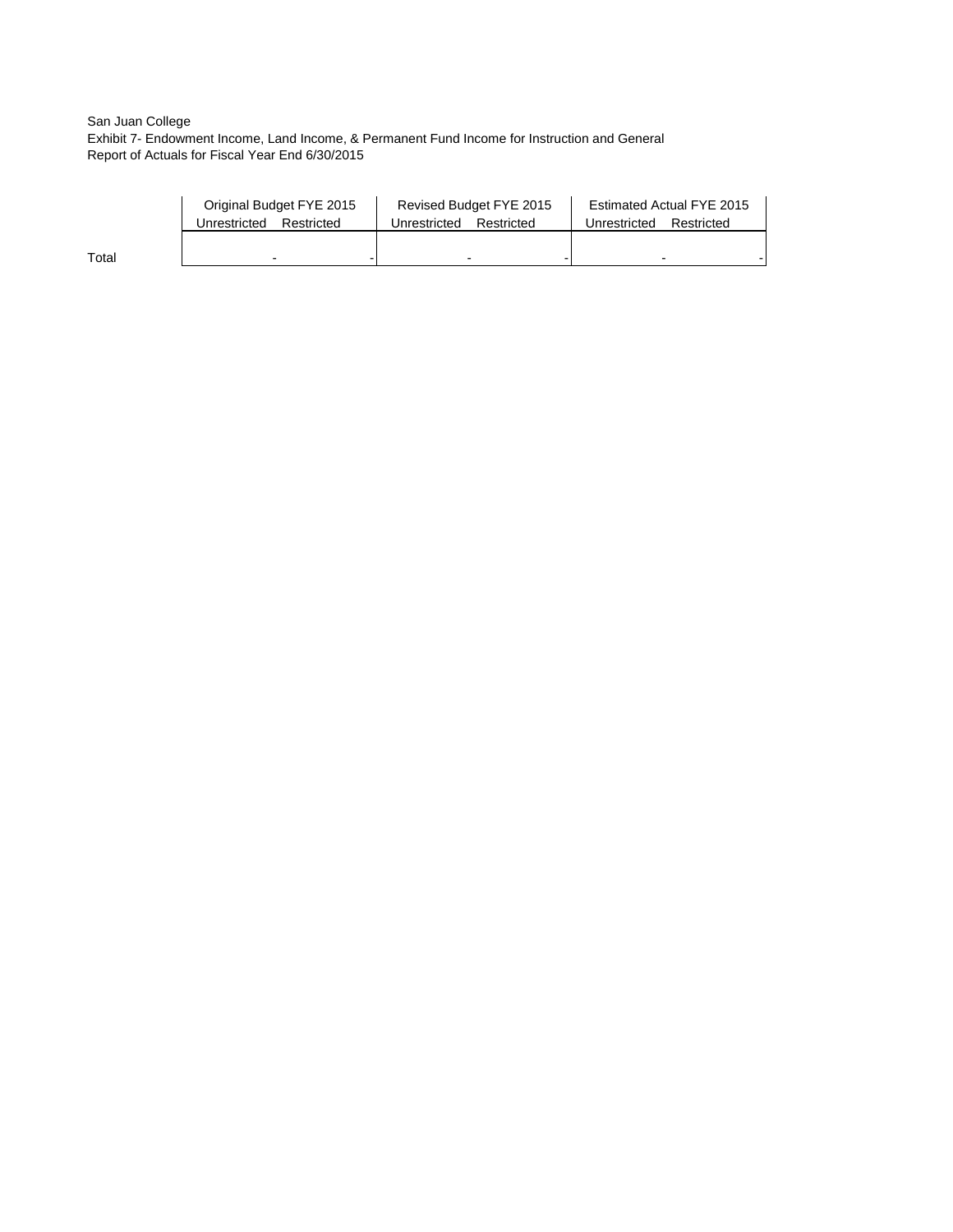San Juan College
Exhibit 7- Endowment Income, Land Income, & Permanent Fund Income for Instruction and General
Report of Actuals for Fiscal Year End 6/30/2015

| | Original Budget FYE 2015 | | Revised Budget FYE 2015 | | Estimated Actual FYE 2015 | |
|---|---|---|---|---|---|---|
| | Unrestricted | Restricted | Unrestricted | Restricted | Unrestricted | Restricted |
| Total | - | - | - | - | - | - |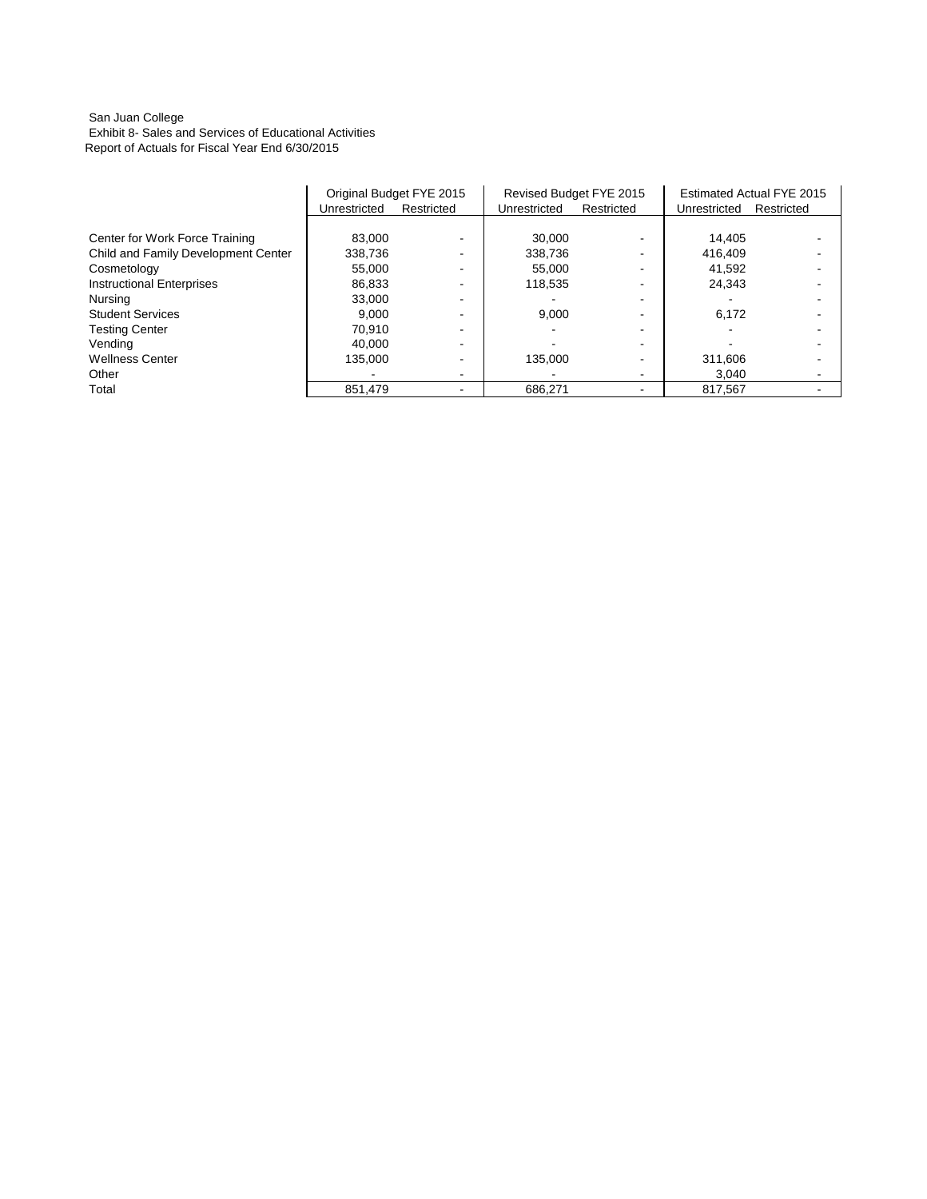San Juan College
Exhibit 8- Sales and Services of Educational Activities
Report of Actuals for Fiscal Year End 6/30/2015

| | Original Budget FYE 2015 | | Revised Budget FYE 2015 | | Estimated Actual FYE 2015 | |
|---|---|---|---|---|---|---|
| | Unrestricted | Restricted | Unrestricted | Restricted | Unrestricted | Restricted |
| Center for Work Force Training | 83,000 | - | 30,000 | - | 14,405 | - |
| Child and Family Development Center | 338,736 | - | 338,736 | - | 416,409 | - |
| Cosmetology | 55,000 | - | 55,000 | - | 41,592 | - |
| Instructional Enterprises | 86,833 | - | 118,535 | - | 24,343 | - |
| Nursing | 33,000 | - | - | - | - | - |
| Student Services | 9,000 | - | 9,000 | - | 6,172 | - |
| Testing Center | 70,910 | - | - | - | - | - |
| Vending | 40,000 | - | - | - | - | - |
| Wellness Center | 135,000 | - | 135,000 | - | 311,606 | - |
| Other | - | - | - | - | 3,040 | - |
| Total | 851,479 | - | 686,271 | - | 817,567 | - |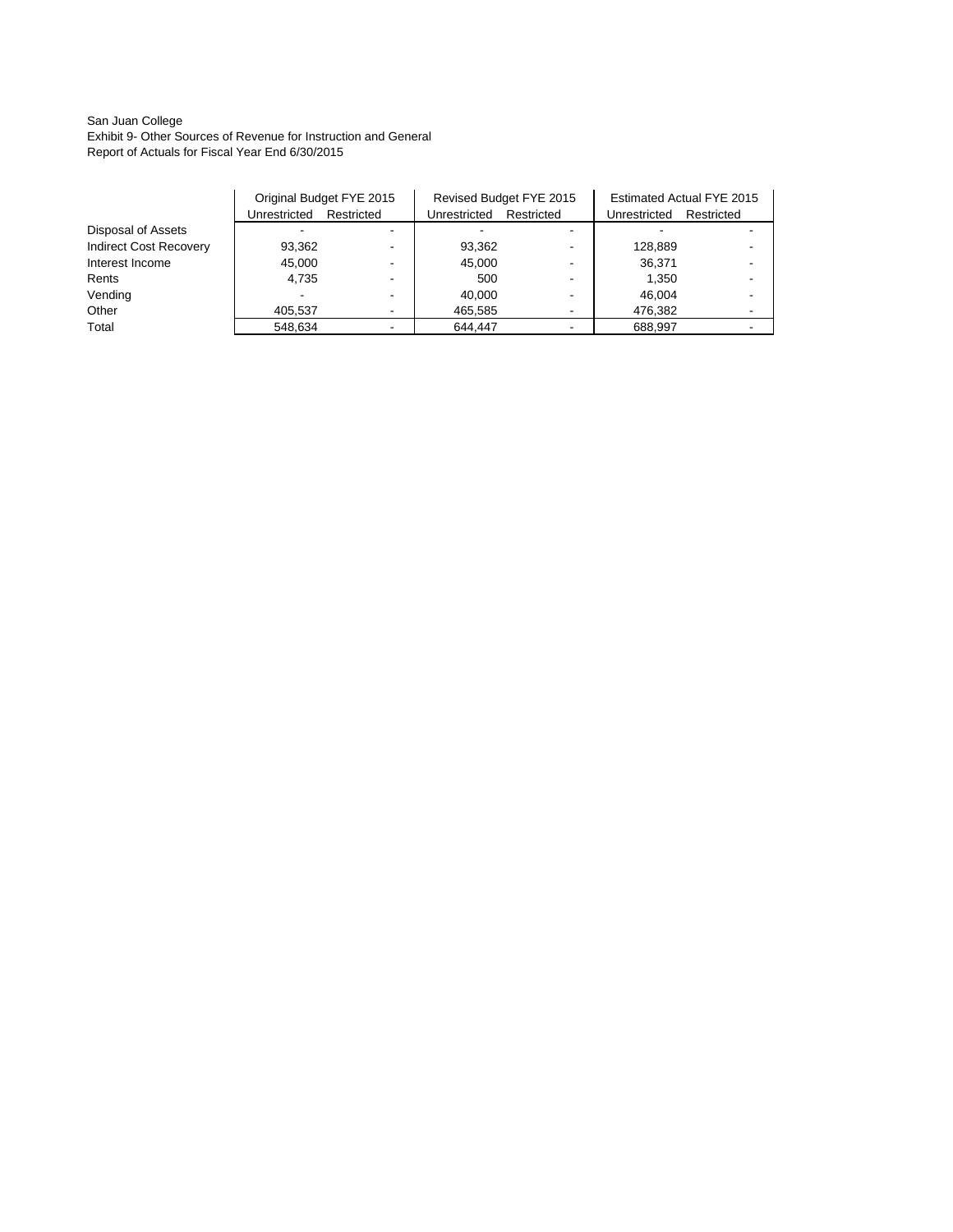San Juan College
Exhibit 9- Other Sources of Revenue for Instruction and General
Report of Actuals for Fiscal Year End 6/30/2015

| | Original Budget FYE 2015 | | Revised Budget FYE 2015 | | Estimated Actual FYE 2015 | |
|---|---|---|---|---|---|---|
| | Unrestricted | Restricted | Unrestricted | Restricted | Unrestricted | Restricted |
| Disposal of Assets | - | - | - | - | - | - |
| Indirect Cost Recovery | 93,362 | - | 93,362 | - | 128,889 | - |
| Interest Income | 45,000 | - | 45,000 | - | 36,371 | - |
| Rents | 4,735 | - | 500 | - | 1,350 | - |
| Vending | - | - | 40,000 | - | 46,004 | - |
| Other | 405,537 | - | 465,585 | - | 476,382 | - |
| Total | 548,634 | - | 644,447 | - | 688,997 | - |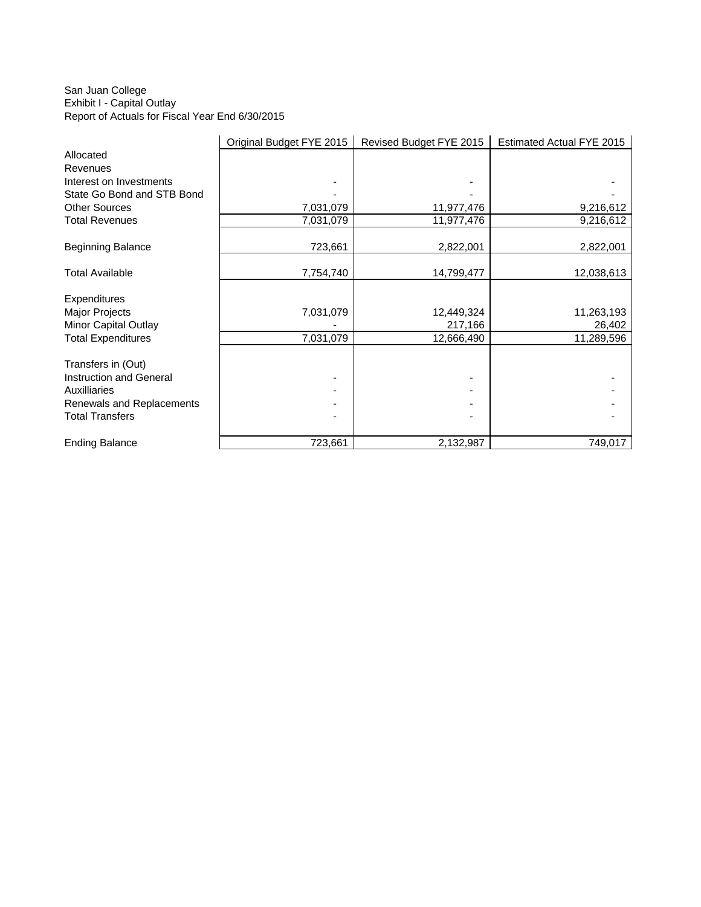San Juan College
Exhibit I - Capital Outlay
Report of Actuals for Fiscal Year End 6/30/2015

| | Original Budget FYE 2015 | Revised Budget FYE 2015 | Estimated Actual FYE 2015 |
|---|---|---|---|
| Allocated | | | |
| Revenues | | | |
| Interest on Investments | - | - | - |
| State Go Bond and STB Bond | - | - | - |
| Other Sources | 7,031,079 | 11,977,476 | 9,216,612 |
| Total Revenues | 7,031,079 | 11,977,476 | 9,216,612 |
| | | | |
| Beginning Balance | 723,661 | 2,822,001 | 2,822,001 |
| | | | |
| Total Available | 7,754,740 | 14,799,477 | 12,038,613 |
| | | | |
| Expenditures | | | |
| Major Projects | 7,031,079 | 12,449,324 | 11,263,193 |
| Minor Capital Outlay | - | 217,166 | 26,402 |
| Total Expenditures | 7,031,079 | 12,666,490 | 11,289,596 |
| | | | |
| Transfers in (Out) | | | |
| Instruction and General | - | - | - |
| Auxilliaries | - | - | - |
| Renewals and Replacements | - | - | - |
| Total Transfers | - | - | - |
| | | | |
| Ending Balance | 723,661 | 2,132,987 | 749,017 |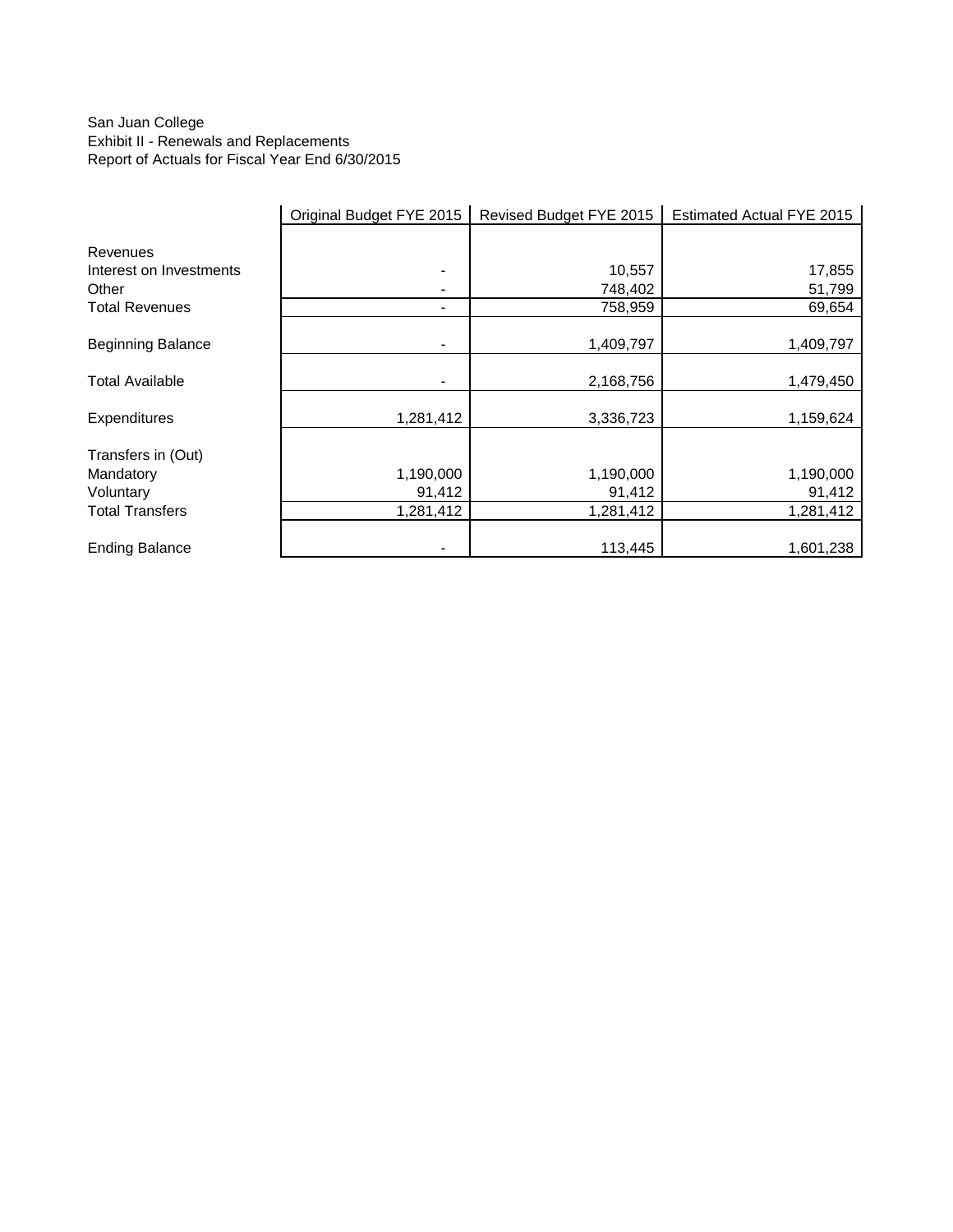San Juan College
Exhibit II - Renewals and Replacements
Report of Actuals for Fiscal Year End 6/30/2015

| | Original Budget FYE 2015 | Revised Budget FYE 2015 | Estimated Actual FYE 2015 |
|---|---|---|---|
| Revenues | | | |
| Interest on Investments | - | 10,557 | 17,855 |
| Other | - | 748,402 | 51,799 |
| Total Revenues | - | 758,959 | 69,654 |
| Beginning Balance | - | 1,409,797 | 1,409,797 |
| Total Available | - | 2,168,756 | 1,479,450 |
| Expenditures | 1,281,412 | 3,336,723 | 1,159,624 |
| Transfers in (Out) | | | |
| Mandatory | 1,190,000 | 1,190,000 | 1,190,000 |
| Voluntary | 91,412 | 91,412 | 91,412 |
| Total Transfers | 1,281,412 | 1,281,412 | 1,281,412 |
| Ending Balance | - | 113,445 | 1,601,238 |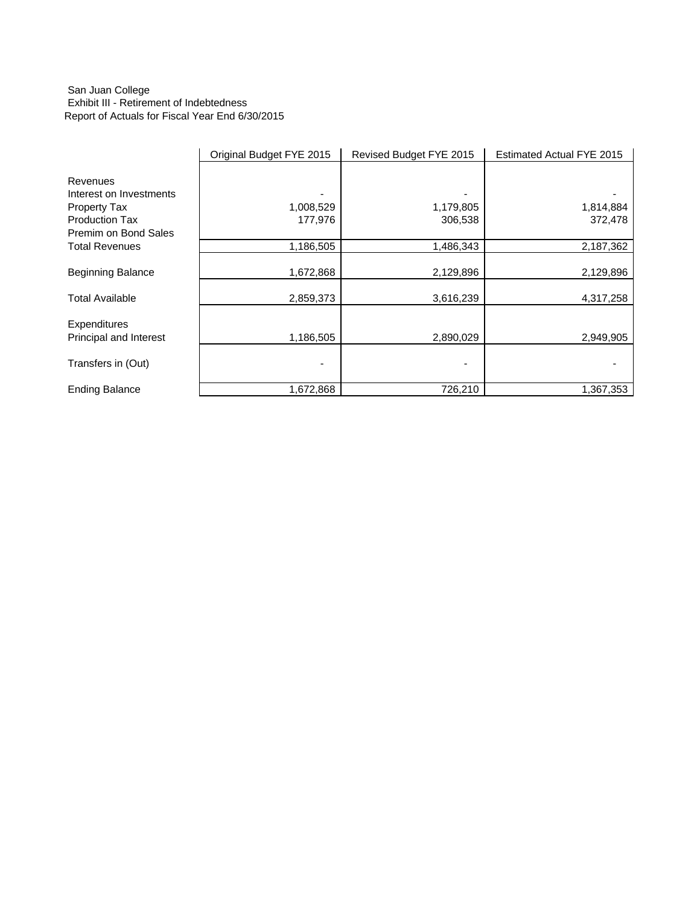San Juan College
Exhibit III - Retirement of Indebtedness
Report of Actuals for Fiscal Year End 6/30/2015

| | Original Budget FYE 2015 | Revised Budget FYE 2015 | Estimated Actual FYE 2015 |
|---|---|---|---|
| Revenues | | | |
| Interest on Investments | - | - | - |
| Property Tax | 1,008,529 | 1,179,805 | 1,814,884 |
| Production Tax | 177,976 | 306,538 | 372,478 |
| Premim on Bond Sales | | | |
| Total Revenues | 1,186,505 | 1,486,343 | 2,187,362 |
| Beginning Balance | 1,672,868 | 2,129,896 | 2,129,896 |
| Total Available | 2,859,373 | 3,616,239 | 4,317,258 |
| Expenditures | | | |
| Principal and Interest | 1,186,505 | 2,890,029 | 2,949,905 |
| Transfers in (Out) | - | - | - |
| Ending Balance | 1,672,868 | 726,210 | 1,367,353 |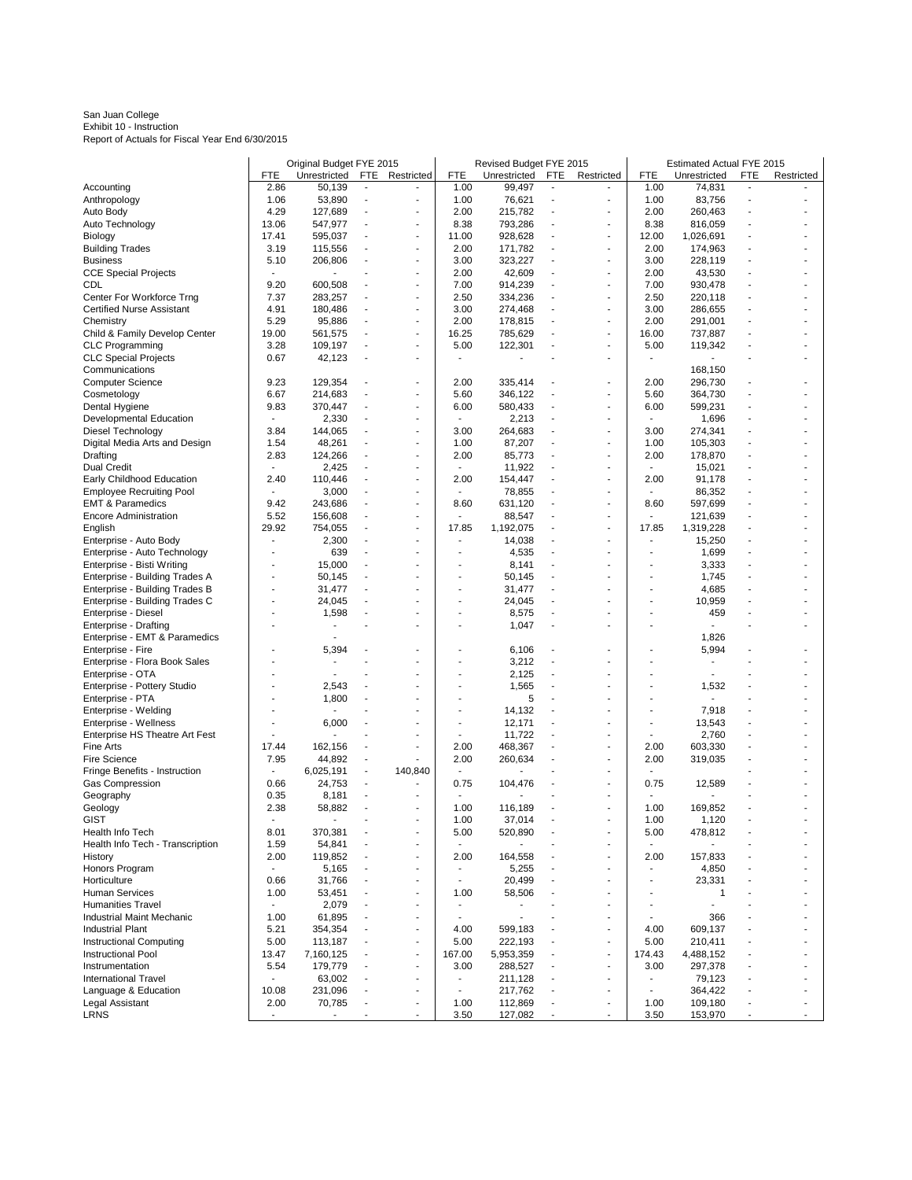San Juan College
Exhibit 10 - Instruction
Report of Actuals for Fiscal Year End 6/30/2015

| | Original Budget FYE 2015 | | | | Revised Budget FYE 2015 | | | | Estimated Actual FYE 2015 | | | |
|---|---|---|---|---|---|---|---|---|---|---|---|---|
| | FTE | Unrestricted | FTE | Restricted | FTE | Unrestricted | FTE | Restricted | FTE | Unrestricted | FTE | Restricted |
| Accounting | 2.86 | 50,139 | - | - | 1.00 | 99,497 | - | - | 1.00 | 74,831 | - | - |
| Anthropology | 1.06 | 53,890 | - | - | 1.00 | 76,621 | - | - | 1.00 | 83,756 | - | - |
| Auto Body | 4.29 | 127,689 | - | - | 2.00 | 215,782 | - | - | 2.00 | 260,463 | - | - |
| Auto Technology | 13.06 | 547,977 | - | - | 8.38 | 793,286 | - | - | 8.38 | 816,059 | - | - |
| Biology | 17.41 | 595,037 | - | - | 11.00 | 928,628 | - | - | 12.00 | 1,026,691 | - | - |
| Building Trades | 3.19 | 115,556 | - | - | 2.00 | 171,782 | - | - | 2.00 | 174,963 | - | - |
| Business | 5.10 | 206,806 | - | - | 3.00 | 323,227 | - | - | 3.00 | 228,119 | - | - |
| CCE Special Projects | - | - | - | - | 2.00 | 42,609 | - | - | 2.00 | 43,530 | - | - |
| CDL | 9.20 | 600,508 | - | - | 7.00 | 914,239 | - | - | 7.00 | 930,478 | - | - |
| Center For Workforce Trng | 7.37 | 283,257 | - | - | 2.50 | 334,236 | - | - | 2.50 | 220,118 | - | - |
| Certified Nurse Assistant | 4.91 | 180,486 | - | - | 3.00 | 274,468 | - | - | 3.00 | 286,655 | - | - |
| Chemistry | 5.29 | 95,886 | - | - | 2.00 | 178,815 | - | - | 2.00 | 291,001 | - | - |
| Child & Family Develop Center | 19.00 | 561,575 | - | - | 16.25 | 785,629 | - | - | 16.00 | 737,887 | - | - |
| CLC Programming | 3.28 | 109,197 | - | - | 5.00 | 122,301 | - | - | 5.00 | 119,342 | - | - |
| CLC Special Projects | 0.67 | 42,123 | - | - | - | - | - | - | - | - | - | - |
| Communications | | | | | | | | | | 168,150 | | |
| Computer Science | 9.23 | 129,354 | - | - | 2.00 | 335,414 | - | - | 2.00 | 296,730 | - | - |
| Cosmetology | 6.67 | 214,683 | - | - | 5.60 | 346,122 | - | - | 5.60 | 364,730 | - | - |
| Dental Hygiene | 9.83 | 370,447 | - | - | 6.00 | 580,433 | - | - | 6.00 | 599,231 | - | - |
| Developmental Education | - | 2,330 | - | - | - | 2,213 | - | - | - | 1,696 | - | - |
| Diesel Technology | 3.84 | 144,065 | - | - | 3.00 | 264,683 | - | - | 3.00 | 274,341 | - | - |
| Digital Media Arts and Design | 1.54 | 48,261 | - | - | 1.00 | 87,207 | - | - | 1.00 | 105,303 | - | - |
| Drafting | 2.83 | 124,266 | - | - | 2.00 | 85,773 | - | - | 2.00 | 178,870 | - | - |
| Dual Credit | - | 2,425 | - | - | - | 11,922 | - | - | - | 15,021 | - | - |
| Early Childhood Education | 2.40 | 110,446 | - | - | 2.00 | 154,447 | - | - | 2.00 | 91,178 | - | - |
| Employee Recruiting Pool | - | 3,000 | - | - | - | 78,855 | - | - | - | 86,352 | - | - |
| EMT & Paramedics | 9.42 | 243,686 | - | - | 8.60 | 631,120 | - | - | 8.60 | 597,699 | - | - |
| Encore Administration | 5.52 | 156,608 | - | - | - | 88,547 | - | - | - | 121,639 | - | - |
| English | 29.92 | 754,055 | - | - | 17.85 | 1,192,075 | - | - | 17.85 | 1,319,228 | - | - |
| Enterprise - Auto Body | - | 2,300 | - | - | - | 14,038 | - | - | - | 15,250 | - | - |
| Enterprise - Auto Technology | - | 639 | - | - | - | 4,535 | - | - | - | 1,699 | - | - |
| Enterprise - Bisti Writing | - | 15,000 | - | - | - | 8,141 | - | - | - | 3,333 | - | - |
| Enterprise - Building Trades A | - | 50,145 | - | - | - | 50,145 | - | - | - | 1,745 | - | - |
| Enterprise - Building Trades B | - | 31,477 | - | - | - | 31,477 | - | - | - | 4,685 | - | - |
| Enterprise - Building Trades C | - | 24,045 | - | - | - | 24,045 | - | - | - | 10,959 | - | - |
| Enterprise - Diesel | - | 1,598 | - | - | - | 8,575 | - | - | - | 459 | - | - |
| Enterprise - Drafting | - | - | - | - | - | 1,047 | - | - | - | - | - | - |
| Enterprise - EMT & Paramedics | | - | | | | | | | | 1,826 | | |
| Enterprise - Fire | - | 5,394 | - | - | - | 6,106 | - | - | - | 5,994 | - | - |
| Enterprise - Flora Book Sales | - | - | - | - | - | 3,212 | - | - | - | - | - | - |
| Enterprise - OTA | - | - | - | - | - | 2,125 | - | - | - | - | - | - |
| Enterprise - Pottery Studio | - | 2,543 | - | - | - | 1,565 | - | - | - | 1,532 | - | - |
| Enterprise - PTA | - | 1,800 | - | - | - | 5 | - | - | - | - | - | - |
| Enterprise - Welding | - | - | - | - | - | 14,132 | - | - | - | 7,918 | - | - |
| Enterprise - Wellness | - | 6,000 | - | - | - | 12,171 | - | - | - | 13,543 | - | - |
| Enterprise HS Theatre Art Fest | - | - | - | - | - | 11,722 | - | - | - | 2,760 | - | - |
| Fine Arts | 17.44 | 162,156 | - | - | 2.00 | 468,367 | - | - | 2.00 | 603,330 | - | - |
| Fire Science | 7.95 | 44,892 | - | - | 2.00 | 260,634 | - | - | 2.00 | 319,035 | - | - |
| Fringe Benefits - Instruction | - | 6,025,191 | - | 140,840 | - | - | - | - | - | - | - | - |
| Gas Compression | 0.66 | 24,753 | - | - | 0.75 | 104,476 | - | - | 0.75 | 12,589 | - | - |
| Geography | 0.35 | 8,181 | - | - | - | - | - | - | - | - | - | - |
| Geology | 2.38 | 58,882 | - | - | 1.00 | 116,189 | - | - | 1.00 | 169,852 | - | - |
| GIST | - | - | - | - | 1.00 | 37,014 | - | - | 1.00 | 1,120 | - | - |
| Health Info Tech | 8.01 | 370,381 | - | - | 5.00 | 520,890 | - | - | 5.00 | 478,812 | - | - |
| Health Info Tech - Transcription | 1.59 | 54,841 | - | - | - | - | - | - | - | - | - | - |
| History | 2.00 | 119,852 | - | - | 2.00 | 164,558 | - | - | 2.00 | 157,833 | - | - |
| Honors Program | - | 5,165 | - | - | - | 5,255 | - | - | - | 4,850 | - | - |
| Horticulture | 0.66 | 31,766 | - | - | - | 20,499 | - | - | - | 23,331 | - | - |
| Human Services | 1.00 | 53,451 | - | - | 1.00 | 58,506 | - | - | - | 1 | - | - |
| Humanities Travel | - | 2,079 | - | - | - | - | - | - | - | - | - | - |
| Industrial Maint Mechanic | 1.00 | 61,895 | - | - | - | - | - | - | - | 366 | - | - |
| Industrial Plant | 5.21 | 354,354 | - | - | 4.00 | 599,183 | - | - | 4.00 | 609,137 | - | - |
| Instructional Computing | 5.00 | 113,187 | - | - | 5.00 | 222,193 | - | - | 5.00 | 210,411 | - | - |
| Instructional Pool | 13.47 | 7,160,125 | - | - | 167.00 | 5,953,359 | - | - | 174.43 | 4,488,152 | - | - |
| Instrumentation | 5.54 | 179,779 | - | - | 3.00 | 288,527 | - | - | 3.00 | 297,378 | - | - |
| International Travel | - | 63,002 | - | - | - | 211,128 | - | - | - | 79,123 | - | - |
| Language & Education | 10.08 | 231,096 | - | - | - | 217,762 | - | - | - | 364,422 | - | - |
| Legal Assistant | 2.00 | 70,785 | - | - | 1.00 | 112,869 | - | - | 1.00 | 109,180 | - | - |
| LRNS | - | - | - | - | 3.50 | 127,082 | - | - | 3.50 | 153,970 | - | - |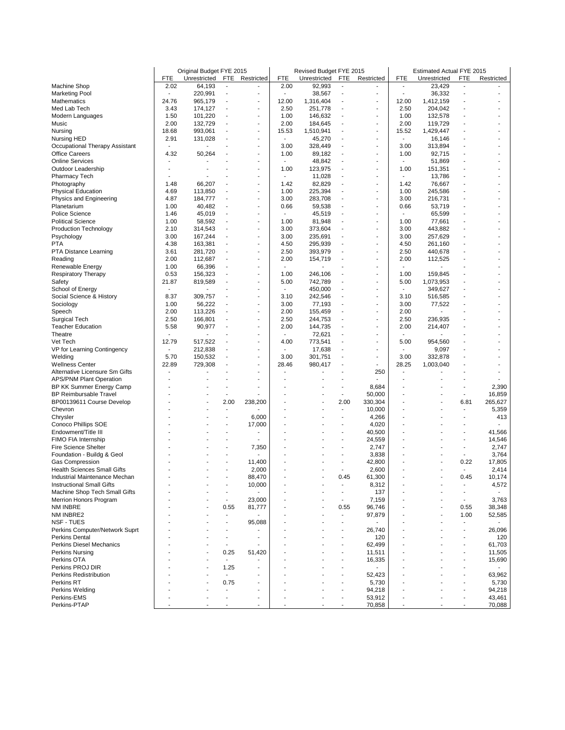| | Original Budget FYE 2015 | | | | Revised Budget FYE 2015 | | | | Estimated Actual FYE 2015 | | | |
|---|---|---|---|---|---|---|---|---|---|---|---|---|
| | FTE | Unrestricted | FTE | Restricted | FTE | Unrestricted | FTE | Restricted | FTE | Unrestricted | FTE | Restricted |
| Machine Shop | 2.02 | 64,193 | - | - | 2.00 | 92,993 | - | - | - | 23,429 | - | - |
| Marketing Pool | - | 220,991 | - | - | - | 38,567 | - | - | - | 36,332 | - | - |
| Mathematics | 24.76 | 965,179 | - | - | 12.00 | 1,316,404 | - | - | 12.00 | 1,412,159 | - | - |
| Med Lab Tech | 3.43 | 174,127 | - | - | 2.50 | 251,778 | - | - | 2.50 | 204,042 | - | - |
| Modern Languages | 1.50 | 101,220 | - | - | 1.00 | 146,632 | - | - | 1.00 | 132,578 | - | - |
| Music | 2.00 | 132,729 | - | - | 2.00 | 184,645 | - | - | 2.00 | 119,729 | - | - |
| Nursing | 18.68 | 993,061 | - | - | 15.53 | 1,510,941 | - | - | 15.52 | 1,429,447 | - | - |
| Nursing HED | 2.91 | 131,028 | - | - | - | 45,270 | - | - | - | 16,146 | - | - |
| Occupational Therapy Assistant | - | - | - | - | 3.00 | 328,449 | - | - | 3.00 | 313,894 | - | - |
| Office Careers | 4.32 | 50,264 | - | - | 1.00 | 89,182 | - | - | 1.00 | 92,715 | - | - |
| Online Services | - | - | - | - | - | 48,842 | - | - | - | 51,869 | - | - |
| Outdoor Leadership | - | - | - | - | 1.00 | 123,975 | - | - | 1.00 | 151,351 | - | - |
| Pharmacy Tech | - | - | - | - | - | 11,028 | - | - | - | 13,786 | - | - |
| Photography | 1.48 | 66,207 | - | - | 1.42 | 82,829 | - | - | 1.42 | 76,667 | - | - |
| Physical Education | 4.69 | 113,850 | - | - | 1.00 | 225,394 | - | - | 1.00 | 245,586 | - | - |
| Physics and Engineering | 4.87 | 184,777 | - | - | 3.00 | 283,708 | - | - | 3.00 | 216,731 | - | - |
| Planetarium | 1.00 | 40,482 | - | - | 0.66 | 59,538 | - | - | 0.66 | 53,719 | - | - |
| Police Science | 1.46 | 45,019 | - | - | - | 45,519 | - | - | - | 65,599 | - | - |
| Political Science | 1.00 | 58,592 | - | - | 1.00 | 81,948 | - | - | 1.00 | 77,661 | - | - |
| Production Technology | 2.10 | 314,543 | - | - | 3.00 | 373,604 | - | - | 3.00 | 443,882 | - | - |
| Psychology | 3.00 | 167,244 | - | - | 3.00 | 235,691 | - | - | 3.00 | 257,629 | - | - |
| PTA | 4.38 | 163,381 | - | - | 4.50 | 295,939 | - | - | 4.50 | 261,160 | - | - |
| PTA Distance Learning | 3.61 | 281,720 | - | - | 2.50 | 393,979 | - | - | 2.50 | 440,678 | - | - |
| Reading | 2.00 | 112,687 | - | - | 2.00 | 154,719 | - | - | 2.00 | 112,525 | - | - |
| Renewable Energy | 1.00 | 66,396 | - | - | - | - | - | - | - | - | - | - |
| Respiratory Therapy | 0.53 | 156,323 | - | - | 1.00 | 246,106 | - | - | 1.00 | 159,845 | - | - |
| Safety | 21.87 | 819,589 | - | - | 5.00 | 742,789 | - | - | 5.00 | 1,073,953 | - | - |
| School of Energy | - | - | - | - | - | 450,000 | - | - | - | 349,627 | - | - |
| Social Science & History | 8.37 | 309,757 | - | - | 3.10 | 242,546 | - | - | 3.10 | 516,585 | - | - |
| Sociology | 1.00 | 56,222 | - | - | 3.00 | 77,193 | - | - | 3.00 | 77,522 | - | - |
| Speech | 2.00 | 113,226 | - | - | 2.00 | 155,459 | - | - | 2.00 | - | - | - |
| Surgical Tech | 2.50 | 166,801 | - | - | 2.50 | 244,753 | - | - | 2.50 | 236,935 | - | - |
| Teacher Education | 5.58 | 90,977 | - | - | 2.00 | 144,735 | - | - | 2.00 | 214,407 | - | - |
| Theatre | - | - | - | - | - | 72,621 | - | - | - | - | - | - |
| Vet Tech | 12.79 | 517,522 | - | - | 4.00 | 773,541 | - | - | 5.00 | 954,560 | - | - |
| VP for Learning Contingency | - | 212,838 | - | - | - | 17,638 | - | - | - | 9,097 | - | - |
| Welding | 5.70 | 150,532 | - | - | 3.00 | 301,751 | - | - | 3.00 | 332,878 | - | - |
| Wellness Center | 22.89 | 729,308 | - | - | 28.46 | 980,417 | - | - | 28.25 | 1,003,040 | - | - |
| Alternative Licensure Sm Gifts | - | - | - | - | - | - | - | 250 | - | - | - | - |
| APS/PNM Plant Operation | - | - | - | - | - | - | - | - | - | - | - | - |
| BP KK Summer Energy Camp | - | - | - | - | - | - | - | 8,684 | - | - | - | 2,390 |
| BP Reimbursable Travel | - | - | - | - | - | - | - | 50,000 | - | - | - | 16,859 |
| BP00139611 Course Develop | - | - | 2.00 | 238,200 | - | - | 2.00 | 330,304 | - | - | 6.81 | 265,627 |
| Chevron | - | - | - | - | - | - | - | 10,000 | - | - | - | 5,359 |
| Chrysler | - | - | - | 6,000 | - | - | - | 4,266 | - | - | - | 413 |
| Conoco Phillips SOE | - | - | - | 17,000 | - | - | - | 4,020 | - | - | - | - |
| Endowment/Title III | - | - | - | - | - | - | - | 40,500 | - | - | - | 41,566 |
| FIMO FIA Internship | - | - | - | - | - | - | - | 24,559 | - | - | - | 14,546 |
| Fire Science Shelter | - | - | - | 7,350 | - | - | - | 2,747 | - | - | - | 2,747 |
| Foundation - Buildg & Geol | - | - | - | - | - | - | - | 3,838 | - | - | - | 3,764 |
| Gas Compression | - | - | - | 11,400 | - | - | - | 42,800 | - | - | 0.22 | 17,805 |
| Health Sciences Small Gifts | - | - | - | 2,000 | - | - | - | 2,600 | - | - | - | 2,414 |
| Industrial Maintenance Mechan | - | - | - | 88,470 | - | - | 0.45 | 61,300 | - | - | 0.45 | 10,174 |
| Instructional Small Gifts | - | - | - | 10,000 | - | - | - | 8,312 | - | - | - | 4,572 |
| Machine Shop Tech Small Gifts | - | - | - | - | - | - | - | 137 | - | - | - | - |
| Merrion Honors Program | - | - | - | 23,000 | - | - | - | 7,159 | - | - | - | 3,763 |
| NM INBRE | - | - | 0.55 | 81,777 | - | - | 0.55 | 96,746 | - | - | 0.55 | 38,348 |
| NM INBRE2 | - | - | - | - | - | - | - | 97,879 | - | - | 1.00 | 52,585 |
| NSF - TUES | - | - | - | 95,088 | - | - | - | - | - | - | - | - |
| Perkins Computer/Network Suprt | - | - | - | - | - | - | - | 26,740 | - | - | - | 26,096 |
| Perkins Dental | - | - | - | - | - | - | - | 120 | - | - | - | 120 |
| Perkins Diesel Mechanics | - | - | - | - | - | - | - | 62,499 | - | - | - | 61,703 |
| Perkins Nursing | - | - | 0.25 | 51,420 | - | - | - | 11,511 | - | - | - | 11,505 |
| Perkins OTA | - | - | - | - | - | - | - | 16,335 | - | - | - | 15,690 |
| Perkins PROJ DIR | - | - | 1.25 | - | - | - | - | - | - | - | - | - |
| Perkins Redistribution | - | - | - | - | - | - | - | 52,423 | - | - | - | 63,962 |
| Perkins RT | - | - | 0.75 | - | - | - | - | 5,730 | - | - | - | 5,730 |
| Perkins Welding | - | - | - | - | - | - | - | 94,218 | - | - | - | 94,218 |
| Perkins-EMS | - | - | - | - | - | - | - | 53,912 | - | - | - | 43,461 |
| Perkins-PTAP | - | - | - | - | - | - | - | 70,858 | - | - | - | 70,088 |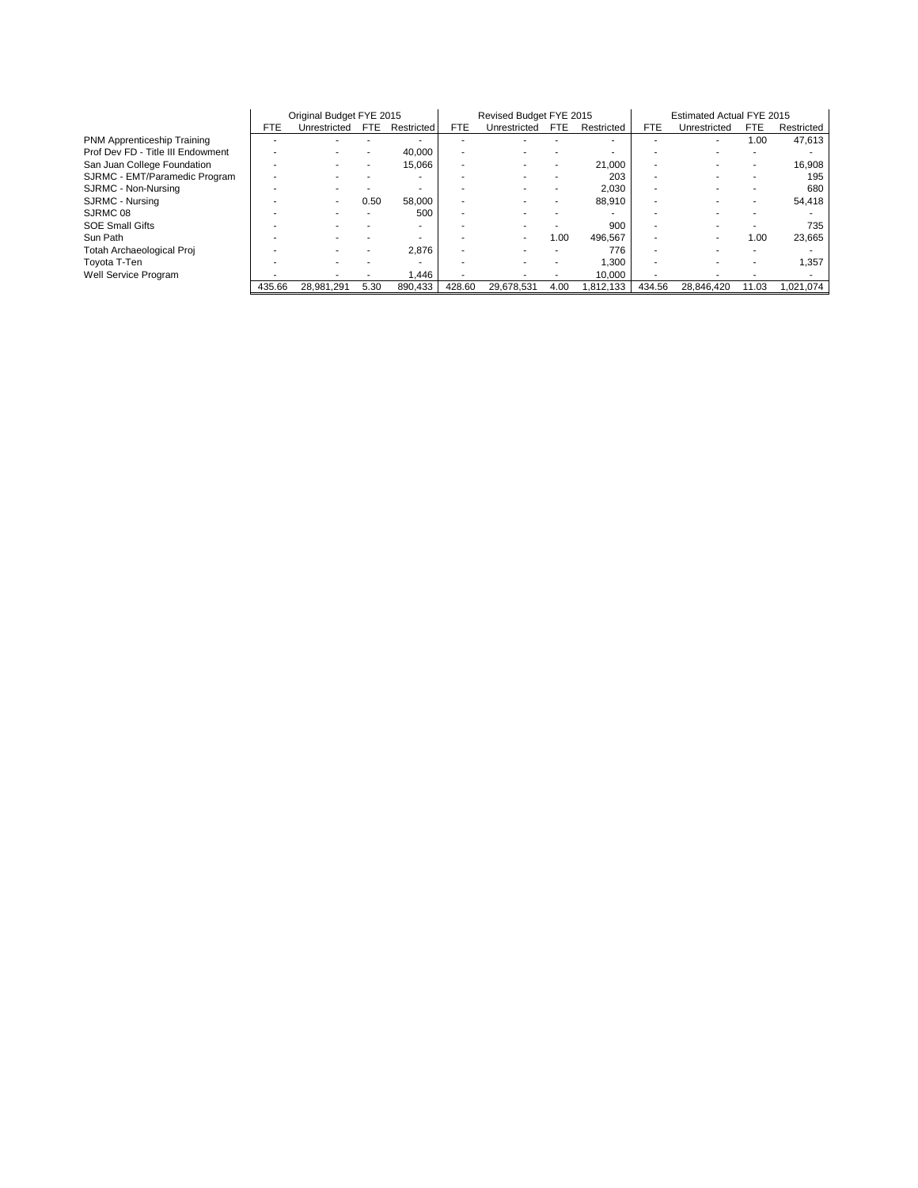| | Original Budget FYE 2015 | | | | Revised Budget FYE 2015 | | | | Estimated Actual FYE 2015 | | | |
|---|---|---|---|---|---|---|---|---|---|---|---|---|
| | FTE | Unrestricted | FTE | Restricted | FTE | Unrestricted | FTE | Restricted | FTE | Unrestricted | FTE | Restricted |
| PNM Apprenticeship Training | - | - | - | - | - | - | - | - | - | - | 1.00 | 47,613 |
| Prof Dev FD - Title III Endowment | - | - | - | 40,000 | - | - | - | - | - | - | - | - |
| San Juan College Foundation | - | - | - | 15,066 | - | - | - | 21,000 | - | - | - | 16,908 |
| SJRMC - EMT/Paramedic Program | - | - | - | - | - | - | - | 203 | - | - | - | 195 |
| SJRMC - Non-Nursing | - | - | - | - | - | - | - | 2,030 | - | - | - | 680 |
| SJRMC - Nursing | - | - | 0.50 | 58,000 | - | - | - | 88,910 | - | - | - | 54,418 |
| SJRMC 08 | - | - | - | 500 | - | - | - | - | - | - | - | - |
| SOE Small Gifts | - | - | - | - | - | - | - | 900 | - | - | - | 735 |
| Sun Path | - | - | - | - | - | - | 1.00 | 496,567 | - | - | 1.00 | 23,665 |
| Totah Archaeological Proj | - | - | - | 2,876 | - | - | - | 776 | - | - | - | - |
| Toyota T-Ten | - | - | - | - | - | - | - | 1,300 | - | - | - | 1,357 |
| Well Service Program | - | - | - | 1,446 | - | - | - | 10,000 | - | - | - | - |
| | 435.66 | 28,981,291 | 5.30 | 890,433 | 428.60 | 29,678,531 | 4.00 | 1,812,133 | 434.56 | 28,846,420 | 11.03 | 1,021,074 |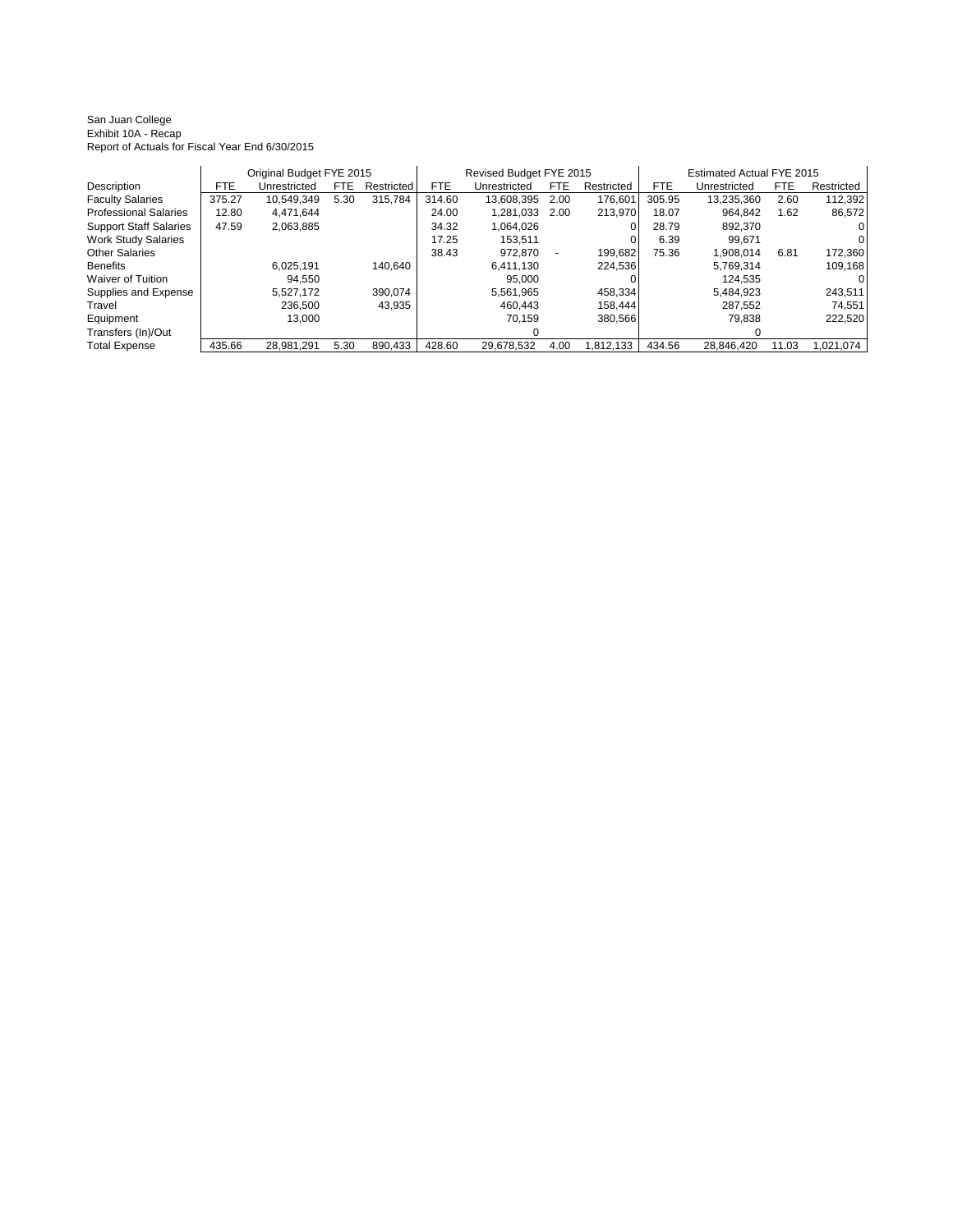San Juan College
Exhibit 10A - Recap
Report of Actuals for Fiscal Year End 6/30/2015

| | Original Budget FYE 2015 | | | | Revised Budget FYE 2015 | | | | Estimated Actual FYE 2015 | | | |
|---|---|---|---|---|---|---|---|---|---|---|---|---|
| Description | FTE | Unrestricted | FTE | Restricted | FTE | Unrestricted | FTE | Restricted | FTE | Unrestricted | FTE | Restricted |
| Faculty Salaries | 375.27 | 10,549,349 | 5.30 | 315,784 | 314.60 | 13,608,395 | 2.00 | 176,601 | 305.95 | 13,235,360 | 2.60 | 112,392 |
| Professional Salaries | 12.80 | 4,471,644 | | | 24.00 | 1,281,033 | 2.00 | 213,970 | 18.07 | 964,842 | 1.62 | 86,572 |
| Support Staff Salaries | 47.59 | 2,063,885 | | | 34.32 | 1,064,026 | | 0 | 28.79 | 892,370 | | 0 |
| Work Study Salaries | | | | | 17.25 | 153,511 | | 0 | 6.39 | 99,671 | | 0 |
| Other Salaries | | | | | 38.43 | 972,870 | - | 199,682 | 75.36 | 1,908,014 | 6.81 | 172,360 |
| Benefits | | 6,025,191 | | 140,640 | | 6,411,130 | | 224,536 | | 5,769,314 | | 109,168 |
| Waiver of Tuition | | 94,550 | | | | 95,000 | | 0 | | 124,535 | | 0 |
| Supplies and Expense | | 5,527,172 | | 390,074 | | 5,561,965 | | 458,334 | | 5,484,923 | | 243,511 |
| Travel | | 236,500 | | 43,935 | | 460,443 | | 158,444 | | 287,552 | | 74,551 |
| Equipment | | 13,000 | | | | 70,159 | | 380,566 | | 79,838 | | 222,520 |
| Transfers (In)/Out | | | | | | 0 | | | | 0 | | |
| Total Expense | 435.66 | 28,981,291 | 5.30 | 890,433 | 428.60 | 29,678,532 | 4.00 | 1,812,133 | 434.56 | 28,846,420 | 11.03 | 1,021,074 |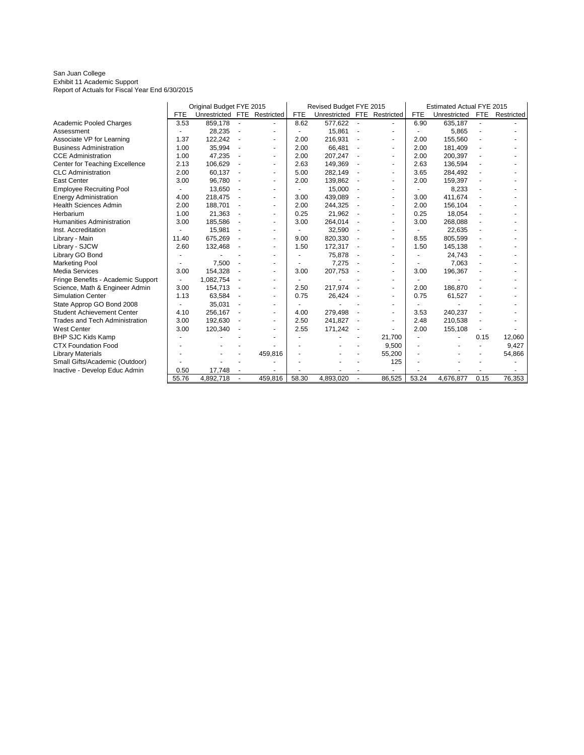San Juan College
Exhibit 11 Academic Support
Report of Actuals for Fiscal Year End 6/30/2015

| | Original Budget FYE 2015 | | | | Revised Budget FYE 2015 | | | | Estimated Actual FYE 2015 | | | |
|---|---|---|---|---|---|---|---|---|---|---|---|---|
| | FTE | Unrestricted | FTE | Restricted | FTE | Unrestricted | FTE | Restricted | FTE | Unrestricted | FTE | Restricted |
| Academic Pooled Charges | 3.53 | 859,178 | - | - | 8.62 | 577,622 | - | - | 6.90 | 635,187 | - | - |
| Assessment | - | 28,235 | - | - | - | 15,861 | - | - | - | 5,865 | - | - |
| Associate VP for Learning | 1.37 | 122,242 | - | - | 2.00 | 216,931 | - | - | 2.00 | 155,560 | - | - |
| Business Administration | 1.00 | 35,994 | - | - | 2.00 | 66,481 | - | - | 2.00 | 181,409 | - | - |
| CCE Administration | 1.00 | 47,235 | - | - | 2.00 | 207,247 | - | - | 2.00 | 200,397 | - | - |
| Center for Teaching Excellence | 2.13 | 106,629 | - | - | 2.63 | 149,369 | - | - | 2.63 | 136,594 | - | - |
| CLC Administration | 2.00 | 60,137 | - | - | 5.00 | 282,149 | - | - | 3.65 | 284,492 | - | - |
| East Center | 3.00 | 96,780 | - | - | 2.00 | 139,862 | - | - | 2.00 | 159,397 | - | - |
| Employee Recruiting Pool | - | 13,650 | - | - | - | 15,000 | - | - | - | 8,233 | - | - |
| Energy Administration | 4.00 | 218,475 | - | - | 3.00 | 439,089 | - | - | 3.00 | 411,674 | - | - |
| Health Sciences Admin | 2.00 | 188,701 | - | - | 2.00 | 244,325 | - | - | 2.00 | 156,104 | - | - |
| Herbarium | 1.00 | 21,363 | - | - | 0.25 | 21,962 | - | - | 0.25 | 18,054 | - | - |
| Humanities Administration | 3.00 | 185,586 | - | - | 3.00 | 264,014 | - | - | 3.00 | 268,088 | - | - |
| Inst. Accreditation | - | 15,981 | - | - | - | 32,590 | - | - | - | 22,635 | - | - |
| Library - Main | 11.40 | 675,269 | - | - | 9.00 | 820,330 | - | - | 8.55 | 805,599 | - | - |
| Library - SJCW | 2.60 | 132,468 | - | - | 1.50 | 172,317 | - | - | 1.50 | 145,138 | - | - |
| Library GO Bond | - | - | - | - | - | 75,878 | - | - | - | 24,743 | - | - |
| Marketing Pool | - | 7,500 | - | - | - | 7,275 | - | - | - | 7,063 | - | - |
| Media Services | 3.00 | 154,328 | - | - | 3.00 | 207,753 | - | - | 3.00 | 196,367 | - | - |
| Fringe Benefits - Academic Support | - | 1,082,754 | - | - | - | - | - | - | - | - | - | - |
| Science, Math & Engineer Admin | 3.00 | 154,713 | - | - | 2.50 | 217,974 | - | - | 2.00 | 186,870 | - | - |
| Simulation Center | 1.13 | 63,584 | - | - | 0.75 | 26,424 | - | - | 0.75 | 61,527 | - | - |
| State Approp GO Bond 2008 | - | 35,031 | - | - | - | - | - | - | - | - | - | - |
| Student Achievement Center | 4.10 | 256,167 | - | - | 4.00 | 279,498 | - | - | 3.53 | 240,237 | - | - |
| Trades and Tech Administration | 3.00 | 192,630 | - | - | 2.50 | 241,827 | - | - | 2.48 | 210,538 | - | - |
| West Center | 3.00 | 120,340 | - | - | 2.55 | 171,242 | - | - | 2.00 | 155,108 | - | - |
| BHP SJC Kids Kamp | - | - | - | - | - | - | - | 21,700 | - | - | 0.15 | 12,060 |
| CTX Foundation Food | - | - | - | - | - | - | - | 9,500 | - | - | - | 9,427 |
| Library Materials | - | - | - | 459,816 | - | - | - | 55,200 | - | - | - | 54,866 |
| Small Gifts/Academic (Outdoor) | - | - | - | - | - | - | - | 125 | - | - | - | - |
| Inactive - Develop Educ Admin | 0.50 | 17,748 | - | - | - | - | - | - | - | - | - | - |
| | 55.76 | 4,892,718 | - | 459,816 | 58.30 | 4,893,020 | - | 86,525 | 53.24 | 4,676,877 | 0.15 | 76,353 |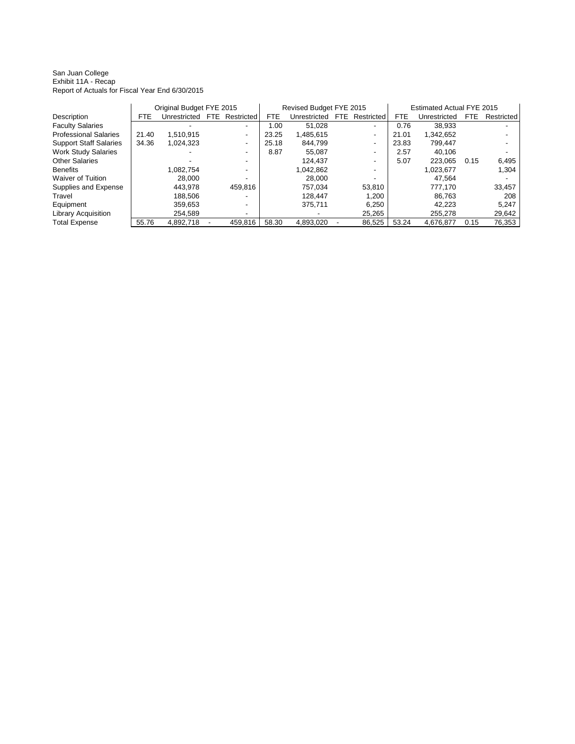San Juan College
Exhibit 11A - Recap
Report of Actuals for Fiscal Year End 6/30/2015

| | Original Budget FYE 2015 | | | | Revised Budget FYE 2015 | | | | Estimated Actual FYE 2015 | | | |
|---|---|---|---|---|---|---|---|---|---|---|---|---|
| Description | FTE | Unrestricted | FTE | Restricted | FTE | Unrestricted | FTE | Restricted | FTE | Unrestricted | FTE | Restricted |
| Faculty Salaries | | - | | - | 1.00 | 51,028 | | - | 0.76 | 38,933 | | - |
| Professional Salaries | 21.40 | 1,510,915 | | - | 23.25 | 1,485,615 | | - | 21.01 | 1,342,652 | | - |
| Support Staff Salaries | 34.36 | 1,024,323 | | - | 25.18 | 844,799 | | - | 23.83 | 799,447 | | - |
| Work Study Salaries | | - | | - | 8.87 | 55,087 | | - | 2.57 | 40,106 | | - |
| Other Salaries | | - | | - | | 124,437 | | - | 5.07 | 223,065 | 0.15 | 6,495 |
| Benefits | | 1,082,754 | | - | | 1,042,862 | | - | | 1,023,677 | | 1,304 |
| Waiver of Tuition | | 28,000 | | - | | 28,000 | | - | | 47,564 | | - |
| Supplies and Expense | | 443,978 | | 459,816 | | 757,034 | | 53,810 | | 777,170 | | 33,457 |
| Travel | | 188,506 | | - | | 128,447 | | 1,200 | | 86,763 | | 208 |
| Equipment | | 359,653 | | - | | 375,711 | | 6,250 | | 42,223 | | 5,247 |
| Library Acquisition | | 254,589 | | - | | - | | 25,265 | | 255,278 | | 29,642 |
| Total Expense | 55.76 | 4,892,718 | - | 459,816 | 58.30 | 4,893,020 | - | 86,525 | 53.24 | 4,676,877 | 0.15 | 76,353 |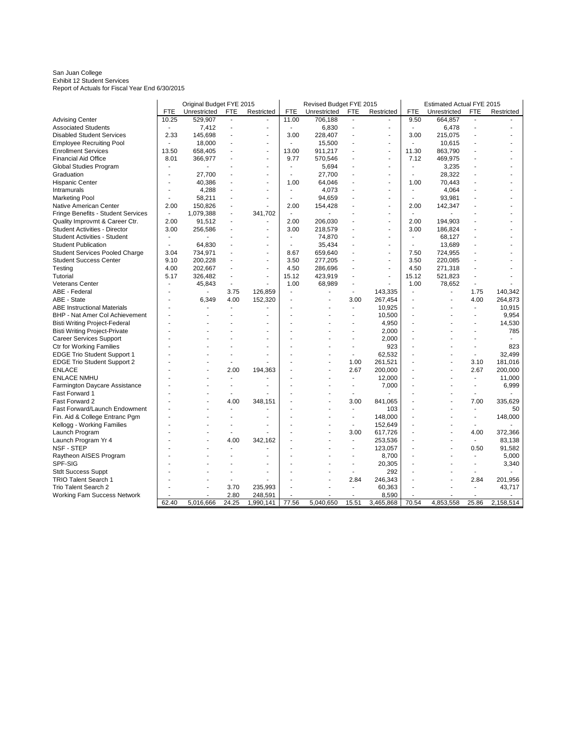San Juan College
Exhibit 12 Student Services
Report of Actuals for Fiscal Year End 6/30/2015

| | Original Budget FYE 2015 | | | | Revised Budget FYE 2015 | | | | Estimated Actual FYE 2015 | | | |
|---|---|---|---|---|---|---|---|---|---|---|---|---|
| | FTE | Unrestricted | FTE | Restricted | FTE | Unrestricted | FTE | Restricted | FTE | Unrestricted | FTE | Restricted |
| Advising Center | 10.25 | 529,907 | - | - | 11.00 | 706,188 | - | - | 9.50 | 664,857 | - | - |
| Associated Students | - | 7,412 | - | - | - | 6,830 | - | - | - | 6,478 | - | - |
| Disabled Student Services | 2.33 | 145,698 | - | - | 3.00 | 228,407 | - | - | 3.00 | 215,075 | - | - |
| Employee Recruiting Pool | - | 18,000 | - | - | - | 15,500 | - | - | - | 10,615 | - | - |
| Enrollment Services | 13.50 | 658,405 | - | - | 13.00 | 911,217 | - | - | 11.30 | 863,790 | - | - |
| Financial Aid Office | 8.01 | 366,977 | - | - | 9.77 | 570,546 | - | - | 7.12 | 469,975 | - | - |
| Global Studies Program | - | - | - | - | - | 5,694 | - | - | - | 3,235 | - | - |
| Graduation | - | 27,700 | - | - | - | 27,700 | - | - | - | 28,322 | - | - |
| Hispanic Center | - | 40,386 | - | - | 1.00 | 64,046 | - | - | 1.00 | 70,443 | - | - |
| Intramurals | - | 4,288 | - | - | - | 4,073 | - | - | - | 4,064 | - | - |
| Marketing Pool | - | 58,211 | - | - | - | 94,659 | - | - | - | 93,981 | - | - |
| Native American Center | 2.00 | 150,826 | - | - | 2.00 | 154,428 | - | - | 2.00 | 142,347 | - | - |
| Fringe Benefits - Student Services | - | 1,079,388 | - | 341,702 | - | - | - | - | - | - | - | - |
| Quality Improvmt & Career Ctr. | 2.00 | 91,512 | - | - | 2.00 | 206,030 | - | - | 2.00 | 194,903 | - | - |
| Student Activities - Director | 3.00 | 256,586 | - | - | 3.00 | 218,579 | - | - | 3.00 | 186,824 | - | - |
| Student Activities - Student | - | - | - | - | - | 74,870 | - | - | - | 68,127 | - | - |
| Student Publication | - | 64,830 | - | - | - | 35,434 | - | - | - | 13,689 | - | - |
| Student Services Pooled Charge | 3.04 | 734,971 | - | - | 8.67 | 659,640 | - | - | 7.50 | 724,955 | - | - |
| Student Success Center | 9.10 | 200,228 | - | - | 3.50 | 277,205 | - | - | 3.50 | 220,085 | - | - |
| Testing | 4.00 | 202,667 | - | - | 4.50 | 286,696 | - | - | 4.50 | 271,318 | - | - |
| Tutorial | 5.17 | 326,482 | - | - | 15.12 | 423,919 | - | - | 15.12 | 521,823 | - | - |
| Veterans Center | - | 45,843 | - | - | 1.00 | 68,989 | - | - | 1.00 | 78,652 | - | - |
| ABE - Federal | - | - | 3.75 | 126,859 | - | - | - | 143,335 | - | - | 1.75 | 140,342 |
| ABE - State | - | 6,349 | 4.00 | 152,320 | - | - | 3.00 | 267,454 | - | - | 4.00 | 264,873 |
| ABE Instructional Materials | - | - | - | - | - | - | - | 10,925 | - | - | - | 10,915 |
| BHP - Nat Amer Col Achievement | - | - | - | - | - | - | - | 10,500 | - | - | - | 9,954 |
| Bisti Writing Project-Federal | - | - | - | - | - | - | - | 4,950 | - | - | - | 14,530 |
| Bisti Writing Project-Private | - | - | - | - | - | - | - | 2,000 | - | - | - | 785 |
| Career Services Support | - | - | - | - | - | - | - | 2,000 | - | - | - | - |
| Ctr for Working Families | - | - | - | - | - | - | - | 923 | - | - | - | 823 |
| EDGE Trio Student Support 1 | - | - | - | - | - | - | - | 62,532 | - | - | - | 32,499 |
| EDGE Trio Student Support 2 | - | - | - | - | - | - | 1.00 | 261,521 | - | - | 3.10 | 181,016 |
| ENLACE | - | - | 2.00 | 194,363 | - | - | 2.67 | 200,000 | - | - | 2.67 | 200,000 |
| ENLACE NMHU | - | - | - | - | - | - | - | 12,000 | - | - | - | 11,000 |
| Farmington Daycare Assistance | - | - | - | - | - | - | - | 7,000 | - | - | - | 6,999 |
| Fast Forward 1 | - | - | - | - | - | - | - | - | - | - | - | - |
| Fast Forward 2 | - | - | 4.00 | 348,151 | - | - | 3.00 | 841,065 | - | - | 7.00 | 335,629 |
| Fast Forward/Launch Endowment | - | - | - | - | - | - | - | 103 | - | - | - | 50 |
| Fin. Aid & College Entranc Pgm | - | - | - | - | - | - | - | 148,000 | - | - | - | 148,000 |
| Kellogg - Working Families | - | - | - | - | - | - | - | 152,649 | - | - | - | - |
| Launch Program | - | - | - | - | - | - | 3.00 | 617,726 | - | - | 4.00 | 372,366 |
| Launch Program Yr 4 | - | - | 4.00 | 342,162 | - | - | - | 253,536 | - | - | - | 83,138 |
| NSF - STEP | - | - | - | - | - | - | - | 123,057 | - | - | 0.50 | 91,582 |
| Raytheon AISES Program | - | - | - | - | - | - | - | 8,700 | - | - | - | 5,000 |
| SPF-SIG | - | - | - | - | - | - | - | 20,305 | - | - | - | 3,340 |
| Stdt Success Suppt | - | - | - | - | - | - | - | 292 | - | - | - | - |
| TRIO Talent Search 1 | - | - | - | - | - | - | 2.84 | 246,343 | - | - | 2.84 | 201,956 |
| Trio Talent Search 2 | - | - | 3.70 | 235,993 | - | - | - | 60,363 | - | - | - | 43,717 |
| Working Fam Success Network | - | - | 2.80 | 248,591 | - | - | - | 8,590 | - | - | - | - |
| | 62.40 | 5,016,666 | 24.25 | 1,990,141 | 77.56 | 5,040,650 | 15.51 | 3,465,868 | 70.54 | 4,853,558 | 25.86 | 2,158,514 |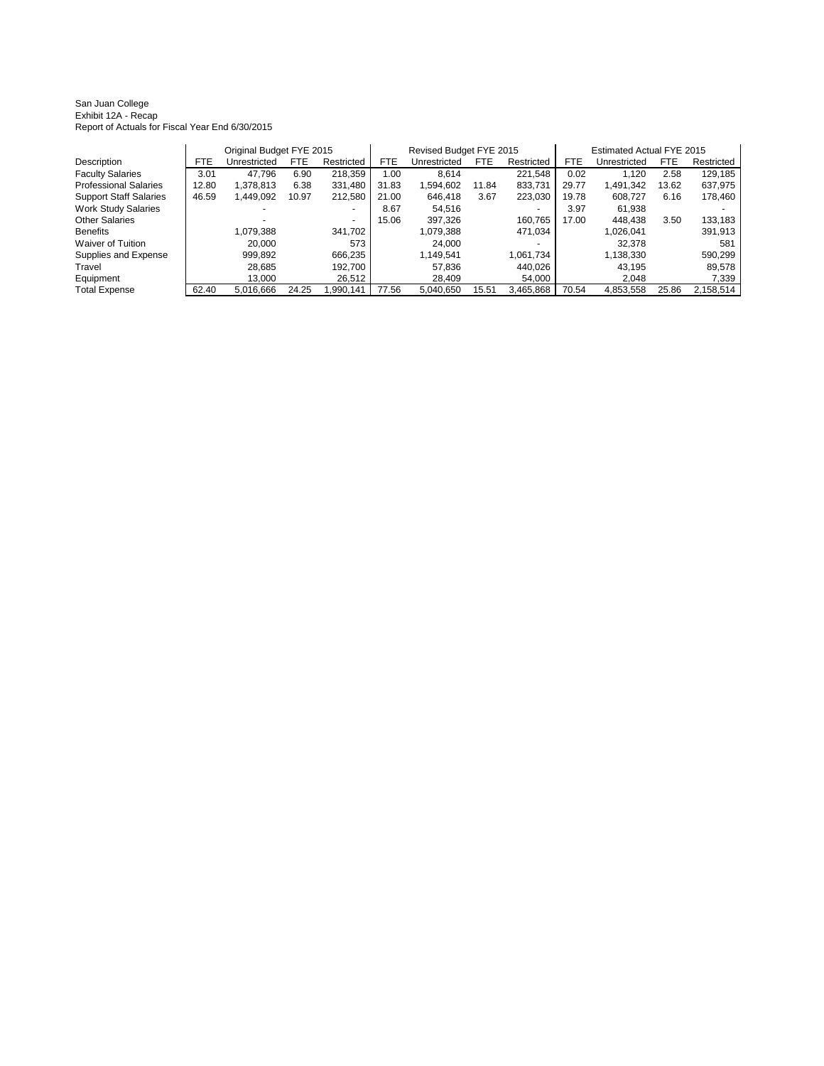San Juan College
Exhibit 12A - Recap
Report of Actuals for Fiscal Year End 6/30/2015

| | Original Budget FYE 2015 | | | | Revised Budget FYE 2015 | | | | Estimated Actual FYE 2015 | | | |
|---|---|---|---|---|---|---|---|---|---|---|---|---|
| Description | FTE | Unrestricted | FTE | Restricted | FTE | Unrestricted | FTE | Restricted | FTE | Unrestricted | FTE | Restricted |
| Faculty Salaries | 3.01 | 47,796 | 6.90 | 218,359 | 1.00 | 8,614 | | 221,548 | 0.02 | 1,120 | 2.58 | 129,185 |
| Professional Salaries | 12.80 | 1,378,813 | 6.38 | 331,480 | 31.83 | 1,594,602 | 11.84 | 833,731 | 29.77 | 1,491,342 | 13.62 | 637,975 |
| Support Staff Salaries | 46.59 | 1,449,092 | 10.97 | 212,580 | 21.00 | 646,418 | 3.67 | 223,030 | 19.78 | 608,727 | 6.16 | 178,460 |
| Work Study Salaries | | - | | - | 8.67 | 54,516 | | - | 3.97 | 61,938 | | - |
| Other Salaries | | - | | - | 15.06 | 397,326 | | 160,765 | 17.00 | 448,438 | 3.50 | 133,183 |
| Benefits | | 1,079,388 | | 341,702 | | 1,079,388 | | 471,034 | | 1,026,041 | | 391,913 |
| Waiver of Tuition | | 20,000 | | 573 | | 24,000 | | - | | 32,378 | | 581 |
| Supplies and Expense | | 999,892 | | 666,235 | | 1,149,541 | | 1,061,734 | | 1,138,330 | | 590,299 |
| Travel | | 28,685 | | 192,700 | | 57,836 | | 440,026 | | 43,195 | | 89,578 |
| Equipment | | 13,000 | | 26,512 | | 28,409 | | 54,000 | | 2,048 | | 7,339 |
| Total Expense | 62.40 | 5,016,666 | 24.25 | 1,990,141 | 77.56 | 5,040,650 | 15.51 | 3,465,868 | 70.54 | 4,853,558 | 25.86 | 2,158,514 |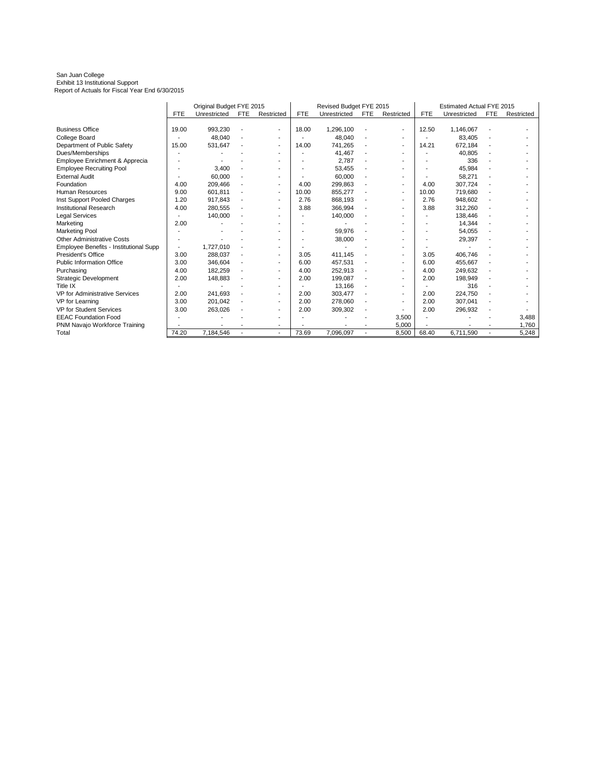San Juan College
Exhibit 13 Institutional Support
Report of Actuals for Fiscal Year End 6/30/2015

| | Original Budget FYE 2015 | | | | Revised Budget FYE 2015 | | | | Estimated Actual FYE 2015 | | | |
|---|---|---|---|---|---|---|---|---|---|---|---|---|
| | FTE | Unrestricted | FTE | Restricted | FTE | Unrestricted | FTE | Restricted | FTE | Unrestricted | FTE | Restricted |
| Business Office | 19.00 | 993,230 | - | - | 18.00 | 1,296,100 | - | - | 12.50 | 1,146,067 | - | - |
| College Board | - | 48,040 | - | - | - | 48,040 | - | - | - | 83,405 | - | - |
| Department of Public Safety | 15.00 | 531,647 | - | - | 14.00 | 741,265 | - | - | 14.21 | 672,184 | - | - |
| Dues/Memberships | - | - | - | - | - | 41,467 | - | - | - | 40,805 | - | - |
| Employee Enrichment & Apprecia | - | - | - | - | - | 2,787 | - | - | - | 336 | - | - |
| Employee Recruiting Pool | - | 3,400 | - | - | - | 53,455 | - | - | - | 45,984 | - | - |
| External Audit | - | 60,000 | - | - | - | 60,000 | - | - | - | 58,271 | - | - |
| Foundation | 4.00 | 209,466 | - | - | 4.00 | 299,863 | - | - | 4.00 | 307,724 | - | - |
| Human Resources | 9.00 | 601,811 | - | - | 10.00 | 855,277 | - | - | 10.00 | 719,680 | - | - |
| Inst Support Pooled Charges | 1.20 | 917,843 | - | - | 2.76 | 868,193 | - | - | 2.76 | 948,602 | - | - |
| Institutional Research | 4.00 | 280,555 | - | - | 3.88 | 366,994 | - | - | 3.88 | 312,260 | - | - |
| Legal Services | - | 140,000 | - | - | - | 140,000 | - | - | - | 138,446 | - | - |
| Marketing | 2.00 | - | - | - | - | - | - | - | - | 14,344 | - | - |
| Marketing Pool | - | - | - | - | - | 59,976 | - | - | - | 54,055 | - | - |
| Other Administrative Costs | - | - | - | - | - | 38,000 | - | - | - | 29,397 | - | - |
| Employee Benefits - Institutional Supp | - | 1,727,010 | - | - | - | - | - | - | - | - | - | - |
| President's Office | 3.00 | 288,037 | - | - | 3.05 | 411,145 | - | - | 3.05 | 406,746 | - | - |
| Public Information Office | 3.00 | 346,604 | - | - | 6.00 | 457,531 | - | - | 6.00 | 455,667 | - | - |
| Purchasing | 4.00 | 182,259 | - | - | 4.00 | 252,913 | - | - | 4.00 | 249,632 | - | - |
| Strategic Development | 2.00 | 148,883 | - | - | 2.00 | 199,087 | - | - | 2.00 | 198,949 | - | - |
| Title IX | - | - | - | - | - | 13,166 | - | - | - | 316 | - | - |
| VP for Administrative Services | 2.00 | 241,693 | - | - | 2.00 | 303,477 | - | - | 2.00 | 224,750 | - | - |
| VP for Learning | 3.00 | 201,042 | - | - | 2.00 | 278,060 | - | - | 2.00 | 307,041 | - | - |
| VP for Student Services | 3.00 | 263,026 | - | - | 2.00 | 309,302 | - | - | 2.00 | 296,932 | - | - |
| EEAC Foundation Food | - | - | - | - | - | - | - | 3,500 | - | - | - | 3,488 |
| PNM Navajo Workforce Training | - | - | - | - | - | - | - | 5,000 | - | - | - | 1,760 |
| Total | 74.20 | 7,184,546 | - | - | 73.69 | 7,096,097 | - | 8,500 | 68.40 | 6,711,590 | - | 5,248 |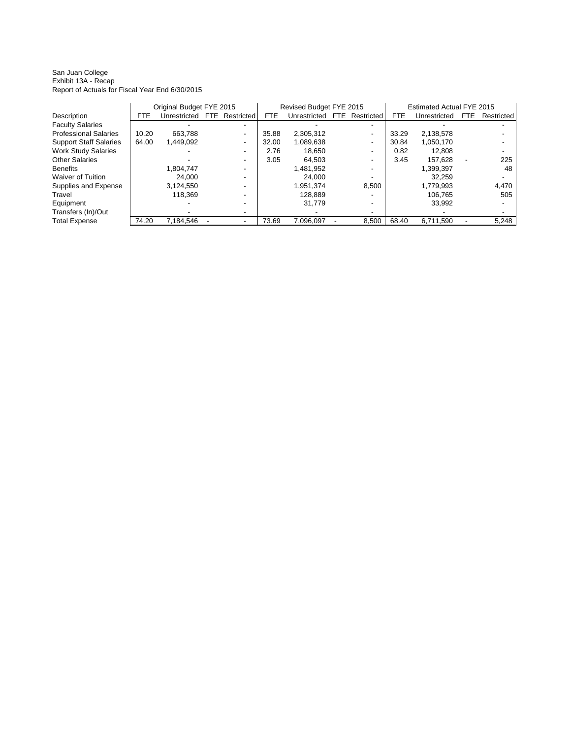San Juan College
Exhibit 13A - Recap
Report of Actuals for Fiscal Year End 6/30/2015

| | Original Budget FYE 2015 | | | | Revised Budget FYE 2015 | | | | Estimated Actual FYE 2015 | | | |
|---|---|---|---|---|---|---|---|---|---|---|---|---|
| Description | FTE | Unrestricted | FTE | Restricted | FTE | Unrestricted | FTE | Restricted | FTE | Unrestricted | FTE | Restricted |
| Faculty Salaries | | - | | - | | - | | - | | - | | - |
| Professional Salaries | 10.20 | 663,788 | | - | 35.88 | 2,305,312 | | - | 33.29 | 2,138,578 | | - |
| Support Staff Salaries | 64.00 | 1,449,092 | | - | 32.00 | 1,089,638 | | - | 30.84 | 1,050,170 | | - |
| Work Study Salaries | | - | | - | 2.76 | 18,650 | | - | 0.82 | 12,808 | | - |
| Other Salaries | | - | | - | 3.05 | 64,503 | | - | 3.45 | 157,628 | - | 225 |
| Benefits | | 1,804,747 | | - | | 1,481,952 | | - | | 1,399,397 | | 48 |
| Waiver of Tuition | | 24,000 | | - | | 24,000 | | - | | 32,259 | | - |
| Supplies and Expense | | 3,124,550 | | - | | 1,951,374 | | 8,500 | | 1,779,993 | | 4,470 |
| Travel | | 118,369 | | - | | 128,889 | | - | | 106,765 | | 505 |
| Equipment | | - | | - | | 31,779 | | - | | 33,992 | | - |
| Transfers (In)/Out | | - | | - | | - | | - | | - | | - |
| Total Expense | 74.20 | 7,184,546 | - | - | 73.69 | 7,096,097 | - | 8,500 | 68.40 | 6,711,590 | - | 5,248 |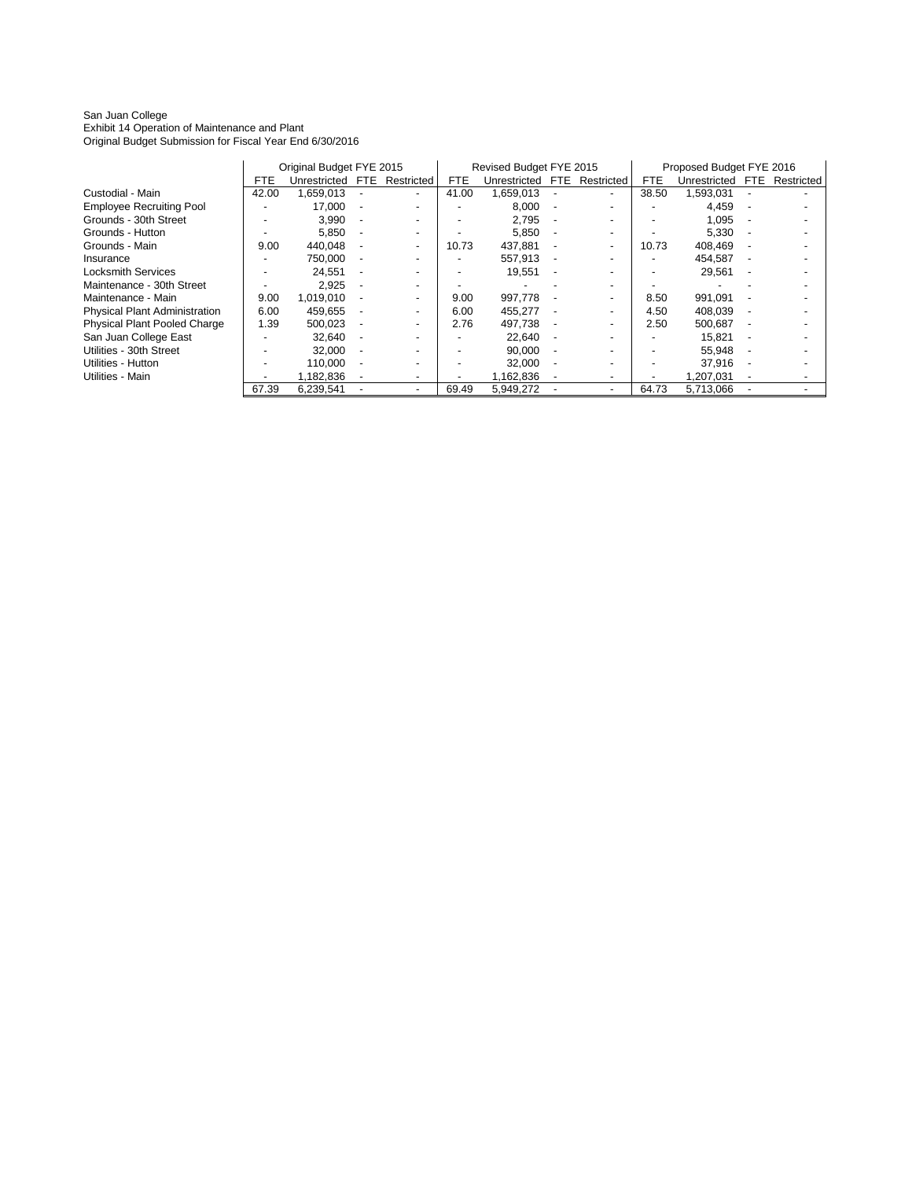San Juan College
Exhibit 14 Operation of Maintenance and Plant
Original Budget Submission for Fiscal Year End 6/30/2016

| | Original Budget FYE 2015 | | | | Revised Budget FYE 2015 | | | | Proposed Budget FYE 2016 | | | |
|---|---|---|---|---|---|---|---|---|---|---|---|---|
| | FTE | Unrestricted | FTE | Restricted | FTE | Unrestricted | FTE | Restricted | FTE | Unrestricted | FTE | Restricted |
| Custodial - Main | 42.00 | 1,659,013 | - | - | 41.00 | 1,659,013 | - | - | 38.50 | 1,593,031 | - | - |
| Employee Recruiting Pool | - | 17,000 | - | - | - | 8,000 | - | - | - | 4,459 | - | - |
| Grounds - 30th Street | - | 3,990 | - | - | - | 2,795 | - | - | - | 1,095 | - | - |
| Grounds - Hutton | - | 5,850 | - | - | - | 5,850 | - | - | - | 5,330 | - | - |
| Grounds - Main | 9.00 | 440,048 | - | - | 10.73 | 437,881 | - | - | 10.73 | 408,469 | - | - |
| Insurance | - | 750,000 | - | - | - | 557,913 | - | - | - | 454,587 | - | - |
| Locksmith Services | - | 24,551 | - | - | - | 19,551 | - | - | - | 29,561 | - | - |
| Maintenance - 30th Street | - | 2,925 | - | - | - | - | - | - | - | - | - | - |
| Maintenance - Main | 9.00 | 1,019,010 | - | - | 9.00 | 997,778 | - | - | 8.50 | 991,091 | - | - |
| Physical Plant Administration | 6.00 | 459,655 | - | - | 6.00 | 455,277 | - | - | 4.50 | 408,039 | - | - |
| Physical Plant Pooled Charge | 1.39 | 500,023 | - | - | 2.76 | 497,738 | - | - | 2.50 | 500,687 | - | - |
| San Juan College East | - | 32,640 | - | - | - | 22,640 | - | - | - | 15,821 | - | - |
| Utilities - 30th Street | - | 32,000 | - | - | - | 90,000 | - | - | - | 55,948 | - | - |
| Utilities - Hutton | - | 110,000 | - | - | - | 32,000 | - | - | - | 37,916 | - | - |
| Utilities - Main | - | 1,182,836 | - | - | - | 1,162,836 | - | - | - | 1,207,031 | - | - |
| | 67.39 | 6,239,541 | - | - | 69.49 | 5,949,272 | - | - | 64.73 | 5,713,066 | - | - |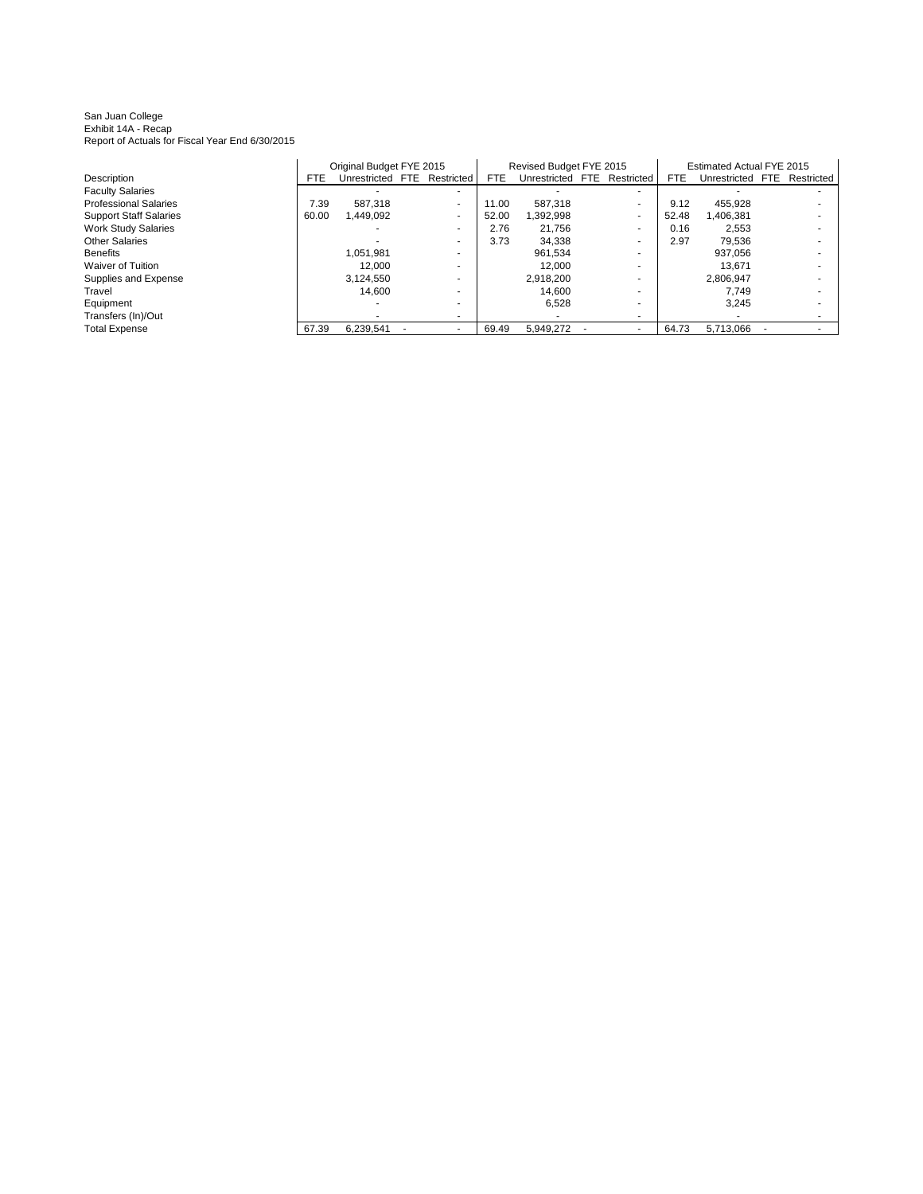San Juan College
Exhibit 14A - Recap
Report of Actuals for Fiscal Year End 6/30/2015

| | Original Budget FYE 2015 | | | | Revised Budget FYE 2015 | | | | Estimated Actual FYE 2015 | | | |
|---|---|---|---|---|---|---|---|---|---|---|---|---|
| Description | FTE | Unrestricted | FTE | Restricted | FTE | Unrestricted | FTE | Restricted | FTE | Unrestricted | FTE | Restricted |
| Faculty Salaries | | - | | - | | - | | - | | - | | - |
| Professional Salaries | 7.39 | 587,318 | | - | 11.00 | 587,318 | | - | 9.12 | 455,928 | | - |
| Support Staff Salaries | 60.00 | 1,449,092 | | - | 52.00 | 1,392,998 | | - | 52.48 | 1,406,381 | | - |
| Work Study Salaries | | - | | - | 2.76 | 21,756 | | - | 0.16 | 2,553 | | - |
| Other Salaries | | - | | - | 3.73 | 34,338 | | - | 2.97 | 79,536 | | - |
| Benefits | | 1,051,981 | | - | | 961,534 | | - | | 937,056 | | - |
| Waiver of Tuition | | 12,000 | | - | | 12,000 | | - | | 13,671 | | - |
| Supplies and Expense | | 3,124,550 | | - | | 2,918,200 | | - | | 2,806,947 | | - |
| Travel | | 14,600 | | - | | 14,600 | | - | | 7,749 | | - |
| Equipment | | - | | - | | 6,528 | | - | | 3,245 | | - |
| Transfers (In)/Out | | - | | - | | - | | - | | - | | - |
| Total Expense | 67.39 | 6,239,541 | - | - | 69.49 | 5,949,272 | - | - | 64.73 | 5,713,066 | - | - |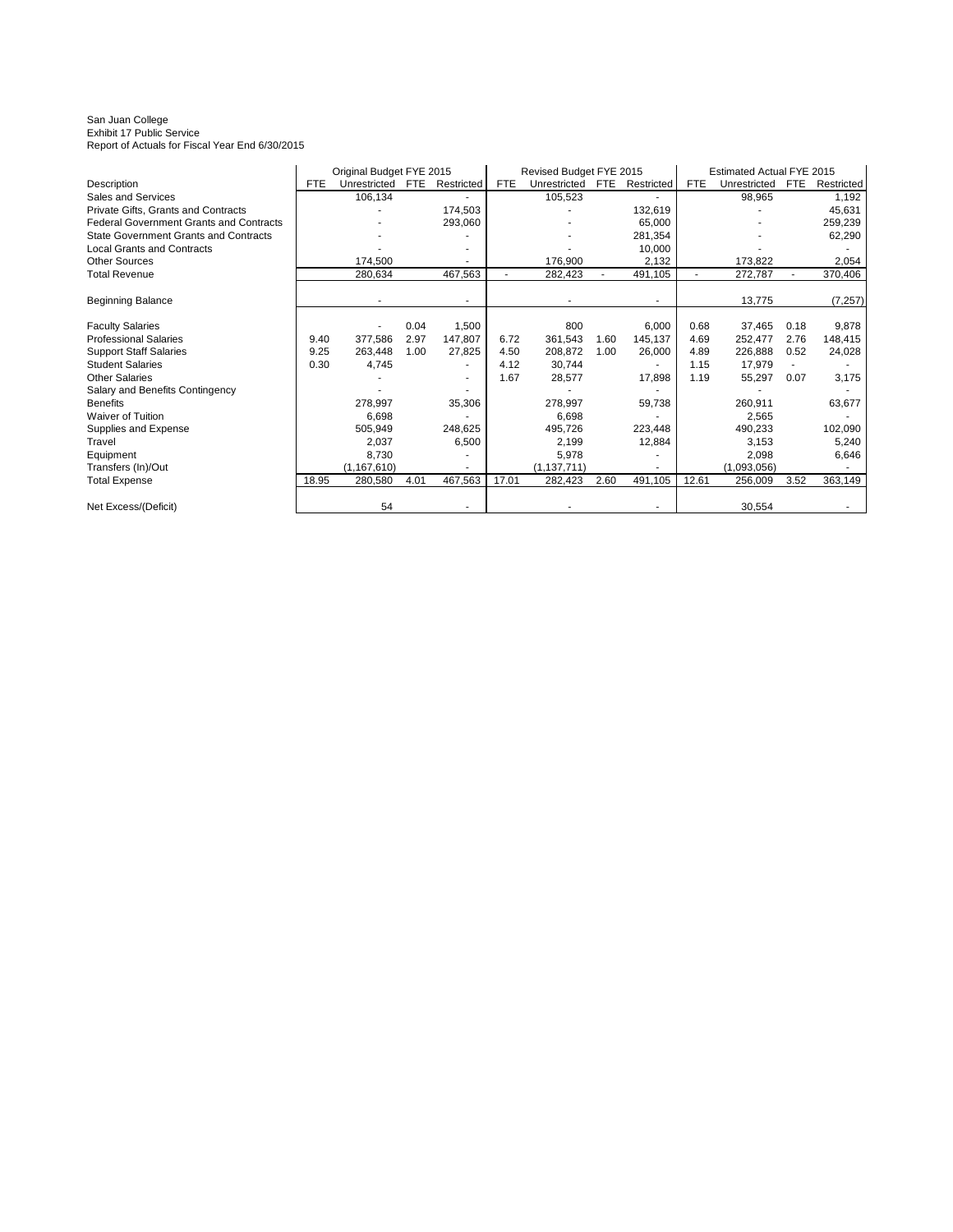San Juan College
Exhibit 17 Public Service
Report of Actuals for Fiscal Year End 6/30/2015

| | Original Budget FYE 2015 | | | | Revised Budget FYE 2015 | | | | Estimated Actual FYE 2015 | | | |
|---|---|---|---|---|---|---|---|---|---|---|---|---|
| Description | FTE | Unrestricted | FTE | Restricted | FTE | Unrestricted | FTE | Restricted | FTE | Unrestricted | FTE | Restricted |
| Sales and Services | | 106,134 | | - | | 105,523 | | - | | 98,965 | | 1,192 |
| Private Gifts, Grants and Contracts | | - | | 174,503 | | - | | 132,619 | | - | | 45,631 |
| Federal Government Grants and Contracts | | - | | 293,060 | | - | | 65,000 | | - | | 259,239 |
| State Government Grants and Contracts | | - | | - | | - | | 281,354 | | - | | 62,290 |
| Local Grants and Contracts | | - | | - | | - | | 10,000 | | - | | - |
| Other Sources | | 174,500 | | - | | 176,900 | | 2,132 | | 173,822 | | 2,054 |
| Total Revenue | | 280,634 | | 467,563 | - | 282,423 | - | 491,105 | - | 272,787 | - | 370,406 |
| | | | | | | | | | | | | |
| Beginning Balance | | - | | - | | - | | - | | 13,775 | | (7,257) |
| | | | | | | | | | | | | |
| Faculty Salaries | | - | 0.04 | 1,500 | | 800 | | 6,000 | 0.68 | 37,465 | 0.18 | 9,878 |
| Professional Salaries | 9.40 | 377,586 | 2.97 | 147,807 | 6.72 | 361,543 | 1.60 | 145,137 | 4.69 | 252,477 | 2.76 | 148,415 |
| Support Staff Salaries | 9.25 | 263,448 | 1.00 | 27,825 | 4.50 | 208,872 | 1.00 | 26,000 | 4.89 | 226,888 | 0.52 | 24,028 |
| Student Salaries | 0.30 | 4,745 | | - | 4.12 | 30,744 | | - | 1.15 | 17,979 | - | - |
| Other Salaries | | - | | - | 1.67 | 28,577 | | 17,898 | 1.19 | 55,297 | 0.07 | 3,175 |
| Salary and Benefits Contingency | | - | | - | | - | | - | | - | | - |
| Benefits | | 278,997 | | 35,306 | | 278,997 | | 59,738 | | 260,911 | | 63,677 |
| Waiver of Tuition | | 6,698 | | - | | 6,698 | | - | | 2,565 | | - |
| Supplies and Expense | | 505,949 | | 248,625 | | 495,726 | | 223,448 | | 490,233 | | 102,090 |
| Travel | | 2,037 | | 6,500 | | 2,199 | | 12,884 | | 3,153 | | 5,240 |
| Equipment | | 8,730 | | - | | 5,978 | | - | | 2,098 | | 6,646 |
| Transfers (In)/Out | | (1,167,610) | | - | | (1,137,711) | | - | | (1,093,056) | | - |
| Total Expense | 18.95 | 280,580 | 4.01 | 467,563 | 17.01 | 282,423 | 2.60 | 491,105 | 12.61 | 256,009 | 3.52 | 363,149 |
| | | | | | | | | | | | | |
| Net Excess/(Deficit) | | 54 | | - | | - | | - | | 30,554 | | - |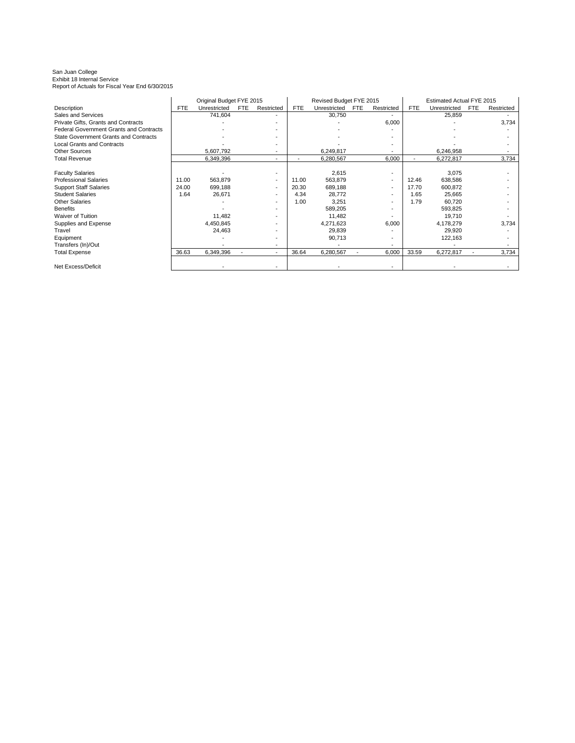San Juan College
Exhibit 18 Internal Service
Report of Actuals for Fiscal Year End 6/30/2015

| Description | Original Budget FYE 2015 | | | | Revised Budget FYE 2015 | | | | Estimated Actual FYE 2015 | | | |
|---|---|---|---|---|---|---|---|---|---|---|---|---|
| | FTE | Unrestricted | FTE | Restricted | FTE | Unrestricted | FTE | Restricted | FTE | Unrestricted | FTE | Restricted |
| Sales and Services | | 741,604 | | - | | 30,750 | | - | | 25,859 | | - |
| Private Gifts, Grants and Contracts | | - | | - | | - | | 6,000 | | - | | 3,734 |
| Federal Government Grants and Contracts | | - | | - | | - | | - | | - | | - |
| State Government Grants and Contracts | | - | | - | | - | | - | | - | | - |
| Local Grants and Contracts | | - | | - | | - | | - | | - | | - |
| Other Sources | | 5,607,792 | | - | | 6,249,817 | | - | | 6,246,958 | | - |
| Total Revenue | | 6,349,396 | | - | - | 6,280,567 | | 6,000 | - | 6,272,817 | | 3,734 |
| | | | | | | | | | | | | |
| Faculty Salaries | | - | | - | | 2,615 | | - | | 3,075 | | - |
| Professional Salaries | 11.00 | 563,879 | | - | 11.00 | 563,879 | | - | 12.46 | 638,586 | | - |
| Support Staff Salaries | 24.00 | 699,188 | | - | 20.30 | 689,188 | | - | 17.70 | 600,872 | | - |
| Student Salaries | 1.64 | 26,671 | | - | 4.34 | 28,772 | | - | 1.65 | 25,665 | | - |
| Other Salaries | | - | | - | 1.00 | 3,251 | | - | 1.79 | 60,720 | | - |
| Benefits | | - | | - | | 589,205 | | - | | 593,825 | | - |
| Waiver of Tuition | | 11,482 | | - | | 11,482 | | - | | 19,710 | | - |
| Supplies and Expense | | 4,450,845 | | - | | 4,271,623 | | 6,000 | | 4,178,279 | | 3,734 |
| Travel | | 24,463 | | - | | 29,839 | | - | | 29,920 | | - |
| Equipment | | - | | - | | 90,713 | | - | | 122,163 | | - |
| Transfers (In)/Out | | - | | - | | - | | - | | - | | - |
| Total Expense | 36.63 | 6,349,396 | - | - | 36.64 | 6,280,567 | - | 6,000 | 33.59 | 6,272,817 | - | 3,734 |
| | | | | | | | | | | | | |
| Net Excess/Deficit | | - | | - | | - | | - | | - | | - |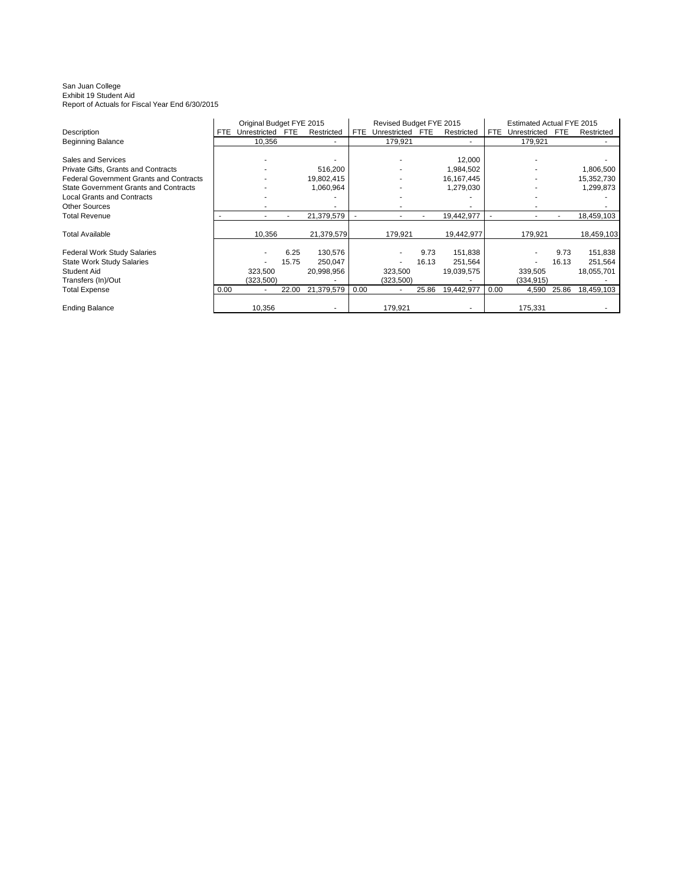San Juan College
Exhibit 19 Student Aid
Report of Actuals for Fiscal Year End 6/30/2015

| Description | Original Budget FYE 2015 | | | | Revised Budget FYE 2015 | | | | Estimated Actual FYE 2015 | | | |
|---|---|---|---|---|---|---|---|---|---|---|---|---|
| | FTE | Unrestricted | FTE | Restricted | FTE | Unrestricted | FTE | Restricted | FTE | Unrestricted | FTE | Restricted |
| Beginning Balance | | 10,356 | | - | | 179,921 | | - | | 179,921 | | - |
| | | | | | | | | | | | | |
| Sales and Services | | - | | - | | - | | 12,000 | | - | | - |
| Private Gifts, Grants and Contracts | | - | | 516,200 | | - | | 1,984,502 | | - | | 1,806,500 |
| Federal Government Grants and Contracts | | - | | 19,802,415 | | - | | 16,167,445 | | - | | 15,352,730 |
| State Government Grants and Contracts | | - | | 1,060,964 | | - | | 1,279,030 | | - | | 1,299,873 |
| Local Grants and Contracts | | - | | - | | - | | - | | - | | - |
| Other Sources | | - | | - | | - | | - | | - | | - |
| Total Revenue | - | - | - | 21,379,579 | - | - | - | 19,442,977 | - | - | - | 18,459,103 |
| | | | | | | | | | | | | |
| Total Available | | 10,356 | | 21,379,579 | | 179,921 | | 19,442,977 | | 179,921 | | 18,459,103 |
| | | | | | | | | | | | | |
| Federal Work Study Salaries | | - | 6.25 | 130,576 | | - | 9.73 | 151,838 | | - | 9.73 | 151,838 |
| State Work Study Salaries | | - | 15.75 | 250,047 | | - | 16.13 | 251,564 | | - | 16.13 | 251,564 |
| Student Aid | | 323,500 | | 20,998,956 | | 323,500 | | 19,039,575 | | 339,505 | | 18,055,701 |
| Transfers (In)/Out | | (323,500) | | - | | (323,500) | | - | | (334,915) | | - |
| Total Expense | 0.00 | - | 22.00 | 21,379,579 | 0.00 | - | 25.86 | 19,442,977 | 0.00 | 4,590 | 25.86 | 18,459,103 |
| | | | | | | | | | | | | |
| Ending Balance | | 10,356 | | - | | 179,921 | | - | | 175,331 | | - |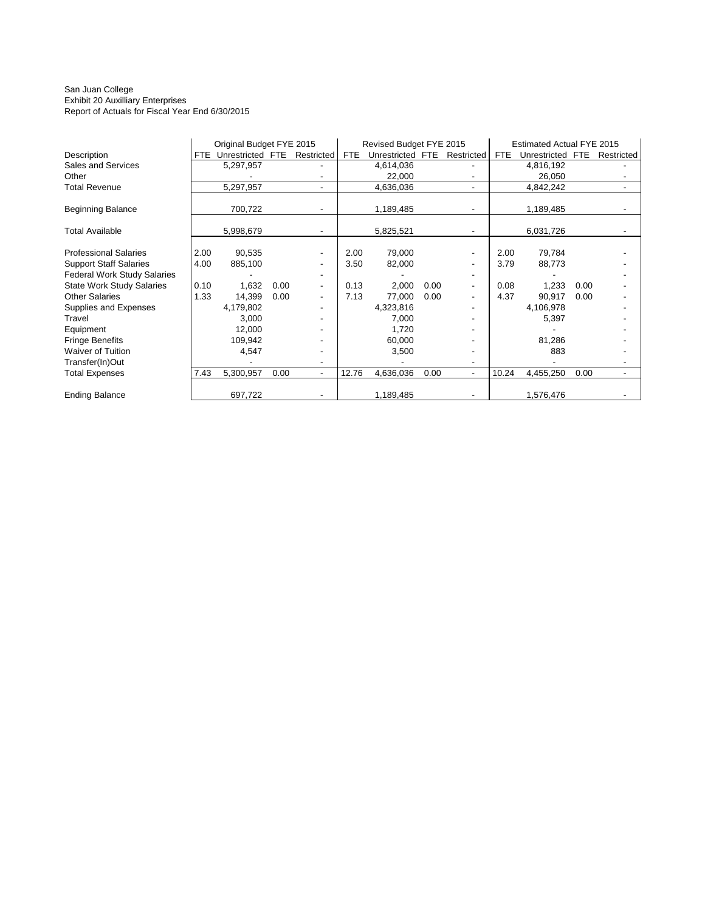San Juan College
Exhibit 20 Auxilliary Enterprises
Report of Actuals for Fiscal Year End 6/30/2015

| | Original Budget FYE 2015 | | | | Revised Budget FYE 2015 | | | | Estimated Actual FYE 2015 | | | |
|---|---|---|---|---|---|---|---|---|---|---|---|---|
| Description | FTE | Unrestricted | FTE | Restricted | FTE | Unrestricted | FTE | Restricted | FTE | Unrestricted | FTE | Restricted |
| Sales and Services | | 5,297,957 | | - | | 4,614,036 | | - | | 4,816,192 | | - |
| Other | | - | | - | | 22,000 | | - | | 26,050 | | - |
| Total Revenue | | 5,297,957 | | - | | 4,636,036 | | - | | 4,842,242 | | - |
| Beginning Balance | | 700,722 | | - | | 1,189,485 | | - | | 1,189,485 | | - |
| Total Available | | 5,998,679 | | - | | 5,825,521 | | - | | 6,031,726 | | - |
| Professional Salaries | 2.00 | 90,535 | | - | 2.00 | 79,000 | | - | 2.00 | 79,784 | | - |
| Support Staff Salaries | 4.00 | 885,100 | | - | 3.50 | 82,000 | | - | 3.79 | 88,773 | | - |
| Federal Work Study Salaries | | - | | - | | - | | - | | - | | - |
| State Work Study Salaries | 0.10 | 1,632 | 0.00 | - | 0.13 | 2,000 | 0.00 | - | 0.08 | 1,233 | 0.00 | - |
| Other Salaries | 1.33 | 14,399 | 0.00 | - | 7.13 | 77,000 | 0.00 | - | 4.37 | 90,917 | 0.00 | - |
| Supplies and Expenses | | 4,179,802 | | - | | 4,323,816 | | - | | 4,106,978 | | - |
| Travel | | 3,000 | | - | | 7,000 | | - | | 5,397 | | - |
| Equipment | | 12,000 | | - | | 1,720 | | - | | - | | - |
| Fringe Benefits | | 109,942 | | - | | 60,000 | | - | | 81,286 | | - |
| Waiver of Tuition | | 4,547 | | - | | 3,500 | | - | | 883 | | - |
| Transfer(In)Out | | - | | - | | - | | - | | - | | - |
| Total Expenses | 7.43 | 5,300,957 | 0.00 | - | 12.76 | 4,636,036 | 0.00 | - | 10.24 | 4,455,250 | 0.00 | - |
| Ending Balance | | 697,722 | | - | | 1,189,485 | | - | | 1,576,476 | | - |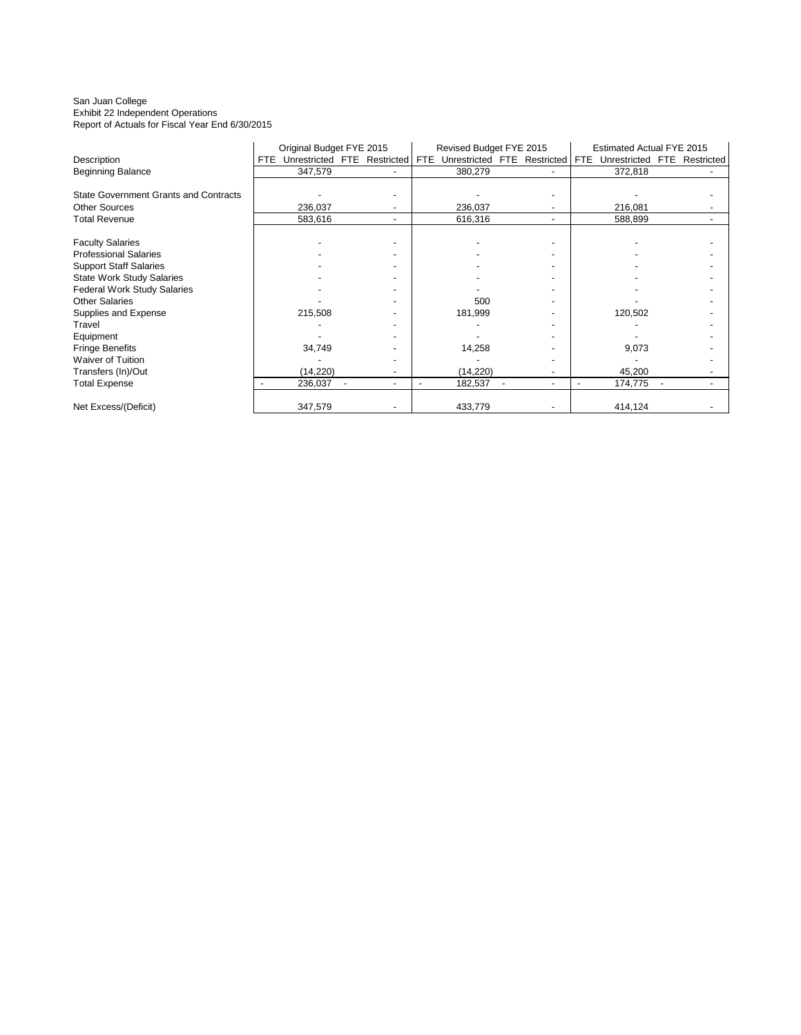San Juan College
Exhibit 22 Independent Operations
Report of Actuals for Fiscal Year End 6/30/2015

| Description | Original Budget FYE 2015 | | | | Revised Budget FYE 2015 | | | | Estimated Actual FYE 2015 | | | |
|---|---|---|---|---|---|---|---|---|---|---|---|---|
| | FTE | Unrestricted | FTE | Restricted | FTE | Unrestricted | FTE | Restricted | FTE | Unrestricted | FTE | Restricted |
| Beginning Balance | | 347,579 | | - | | 380,279 | | - | | 372,818 | | - |
| | | | | | | | | | | | | |
| State Government Grants and Contracts | | - | | - | | - | | - | | - | | - |
| Other Sources | | 236,037 | | - | | 236,037 | | - | | 216,081 | | - |
| Total Revenue | | 583,616 | | - | | 616,316 | | - | | 588,899 | | - |
| | | | | | | | | | | | | |
| Faculty Salaries | | - | | - | | - | | - | | - | | - |
| Professional Salaries | | - | | - | | - | | - | | - | | - |
| Support Staff Salaries | | - | | - | | - | | - | | - | | - |
| State Work Study Salaries | | - | | - | | - | | - | | - | | - |
| Federal Work Study Salaries | | - | | - | | - | | - | | - | | - |
| Other Salaries | | - | | - | | 500 | | - | | - | | - |
| Supplies and Expense | | 215,508 | | - | | 181,999 | | - | | 120,502 | | - |
| Travel | | - | | - | | - | | - | | - | | - |
| Equipment | | - | | - | | - | | - | | - | | - |
| Fringe Benefits | | 34,749 | | - | | 14,258 | | - | | 9,073 | | - |
| Waiver of Tuition | | - | | - | | - | | - | | - | | - |
| Transfers (In)/Out | | (14,220) | | - | | (14,220) | | - | | 45,200 | | - |
| Total Expense | - | 236,037 | - | - | - | 182,537 | - | - | - | 174,775 | - | - |
| | | | | | | | | | | | | |
| Net Excess/(Deficit) | | 347,579 | | - | | 433,779 | | - | | 414,124 | | - |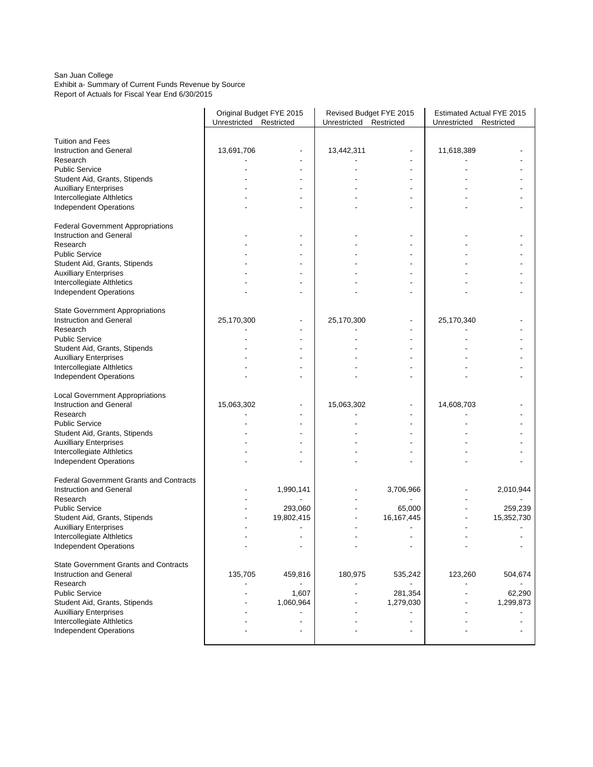San Juan College
Exhibit a- Summary of Current Funds Revenue by Source
Report of Actuals for Fiscal Year End 6/30/2015

| | Original Budget FYE 2015 | | Revised Budget FYE 2015 | | Estimated Actual FYE 2015 | |
|---|---|---|---|---|---|---|
| | Unrestricted | Restricted | Unrestricted | Restricted | Unrestricted | Restricted |
| **Tuition and Fees** | | | | | | |
| Instruction and General | 13,691,706 | - | 13,442,311 | - | 11,618,389 | - |
| Research | - | - | - | - | - | - |
| Public Service | - | - | - | - | - | - |
| Student Aid, Grants, Stipends | - | - | - | - | - | - |
| Auxilliary Enterprises | - | - | - | - | - | - |
| Intercollegiate Althletics | - | - | - | - | - | - |
| Independent Operations | - | - | - | - | - | - |
| **Federal Government Appropriations** | | | | | | |
| Instruction and General | - | - | - | - | - | - |
| Research | - | - | - | - | - | - |
| Public Service | - | - | - | - | - | - |
| Student Aid, Grants, Stipends | - | - | - | - | - | - |
| Auxilliary Enterprises | - | - | - | - | - | - |
| Intercollegiate Althletics | - | - | - | - | - | - |
| Independent Operations | - | - | - | - | - | - |
| **State Government Appropriations** | | | | | | |
| Instruction and General | 25,170,300 | - | 25,170,300 | - | 25,170,340 | - |
| Research | - | - | - | - | - | - |
| Public Service | - | - | - | - | - | - |
| Student Aid, Grants, Stipends | - | - | - | - | - | - |
| Auxilliary Enterprises | - | - | - | - | - | - |
| Intercollegiate Althletics | - | - | - | - | - | - |
| Independent Operations | - | - | - | - | - | - |
| **Local Government Appropriations** | | | | | | |
| Instruction and General | 15,063,302 | - | 15,063,302 | - | 14,608,703 | - |
| Research | - | - | - | - | - | - |
| Public Service | - | - | - | - | - | - |
| Student Aid, Grants, Stipends | - | - | - | - | - | - |
| Auxilliary Enterprises | - | - | - | - | - | - |
| Intercollegiate Althletics | - | - | - | - | - | - |
| Independent Operations | - | - | - | - | - | - |
| **Federal Government Grants and Contracts** | | | | | | |
| Instruction and General | - | 1,990,141 | - | 3,706,966 | - | 2,010,944 |
| Research | - | - | - | - | - | - |
| Public Service | - | 293,060 | - | 65,000 | - | 259,239 |
| Student Aid, Grants, Stipends | - | 19,802,415 | - | 16,167,445 | - | 15,352,730 |
| Auxilliary Enterprises | - | - | - | - | - | - |
| Intercollegiate Althletics | - | - | - | - | - | - |
| Independent Operations | - | - | - | - | - | - |
| **State Government Grants and Contracts** | | | | | | |
| Instruction and General | 135,705 | 459,816 | 180,975 | 535,242 | 123,260 | 504,674 |
| Research | - | - | - | - | - | - |
| Public Service | - | 1,607 | - | 281,354 | - | 62,290 |
| Student Aid, Grants, Stipends | - | 1,060,964 | - | 1,279,030 | - | 1,299,873 |
| Auxilliary Enterprises | - | - | - | - | - | - |
| Intercollegiate Althletics | - | - | - | - | - | - |
| Independent Operations | - | - | - | - | - | - |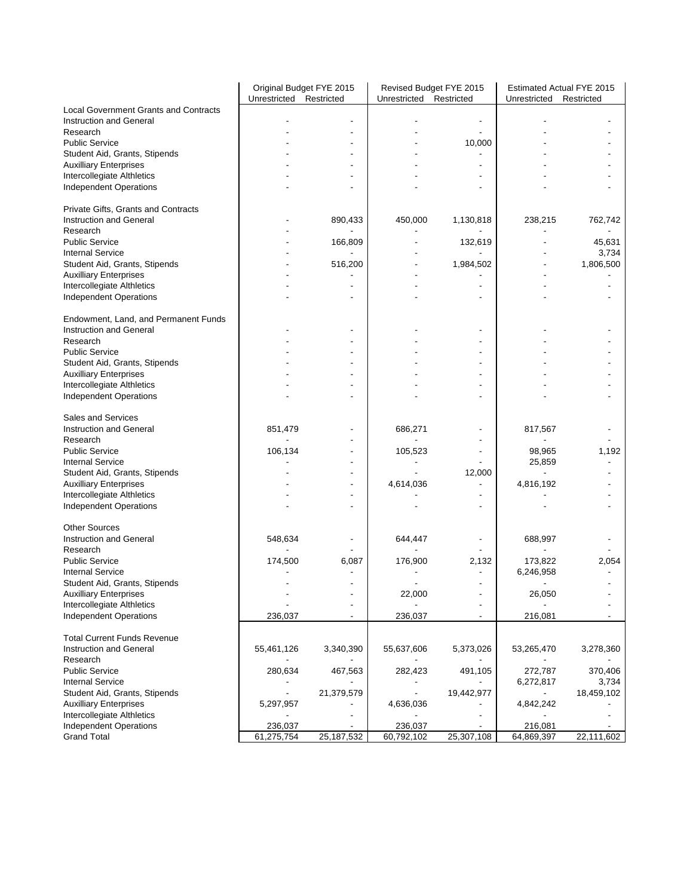| | Original Budget FYE 2015 | | Revised Budget FYE 2015 | | Estimated Actual FYE 2015 | |
|---|---|---|---|---|---|---|
| | Unrestricted | Restricted | Unrestricted | Restricted | Unrestricted | Restricted |
| Local Government Grants and Contracts | | | | | | |
| Instruction and General | - | - | - | - | - | - |
| Research | - | - | - | - | - | - |
| Public Service | - | - | - | 10,000 | - | - |
| Student Aid, Grants, Stipends | - | - | - | - | - | - |
| Auxilliary Enterprises | - | - | - | - | - | - |
| Intercollegiate Althletics | - | - | - | - | - | - |
| Independent Operations | - | - | - | - | - | - |
| | | | | | | |
| Private Gifts, Grants and Contracts | | | | | | |
| Instruction and General | - | 890,433 | 450,000 | 1,130,818 | 238,215 | 762,742 |
| Research | - | - | - | - | - | - |
| Public Service | - | 166,809 | - | 132,619 | - | 45,631 |
| Internal Service | - | - | - | - | - | 3,734 |
| Student Aid, Grants, Stipends | - | 516,200 | - | 1,984,502 | - | 1,806,500 |
| Auxilliary Enterprises | - | - | - | - | - | - |
| Intercollegiate Althletics | - | - | - | - | - | - |
| Independent Operations | - | - | - | - | - | - |
| | | | | | | |
| Endowment, Land, and Permanent Funds | | | | | | |
| Instruction and General | - | - | - | - | - | - |
| Research | - | - | - | - | - | - |
| Public Service | - | - | - | - | - | - |
| Student Aid, Grants, Stipends | - | - | - | - | - | - |
| Auxilliary Enterprises | - | - | - | - | - | - |
| Intercollegiate Althletics | - | - | - | - | - | - |
| Independent Operations | - | - | - | - | - | - |
| | | | | | | |
| Sales and Services | | | | | | |
| Instruction and General | 851,479 | - | 686,271 | - | 817,567 | - |
| Research | - | - | - | - | - | - |
| Public Service | 106,134 | - | 105,523 | - | 98,965 | 1,192 |
| Internal Service | - | - | - | - | 25,859 | - |
| Student Aid, Grants, Stipends | - | - | - | 12,000 | - | - |
| Auxilliary Enterprises | - | - | 4,614,036 | - | 4,816,192 | - |
| Intercollegiate Althletics | - | - | - | - | - | - |
| Independent Operations | - | - | - | - | - | - |
| | | | | | | |
| Other Sources | | | | | | |
| Instruction and General | 548,634 | - | 644,447 | - | 688,997 | - |
| Research | - | - | - | - | - | - |
| Public Service | 174,500 | 6,087 | 176,900 | 2,132 | 173,822 | 2,054 |
| Internal Service | - | - | - | - | 6,246,958 | - |
| Student Aid, Grants, Stipends | - | - | - | - | - | - |
| Auxilliary Enterprises | - | - | 22,000 | - | 26,050 | - |
| Intercollegiate Althletics | - | - | - | - | - | - |
| Independent Operations | 236,037 | - | 236,037 | - | 216,081 | - |
| | | | | | | |
| Total Current Funds Revenue | | | | | | |
| Instruction and General | 55,461,126 | 3,340,390 | 55,637,606 | 5,373,026 | 53,265,470 | 3,278,360 |
| Research | - | - | - | - | - | - |
| Public Service | 280,634 | 467,563 | 282,423 | 491,105 | 272,787 | 370,406 |
| Internal Service | - | - | - | - | 6,272,817 | 3,734 |
| Student Aid, Grants, Stipends | - | 21,379,579 | - | 19,442,977 | - | 18,459,102 |
| Auxilliary Enterprises | 5,297,957 | - | 4,636,036 | - | 4,842,242 | - |
| Intercollegiate Althletics | - | - | - | - | - | - |
| Independent Operations | 236,037 | - | 236,037 | - | 216,081 | - |
| Grand Total | 61,275,754 | 25,187,532 | 60,792,102 | 25,307,108 | 64,869,397 | 22,111,602 |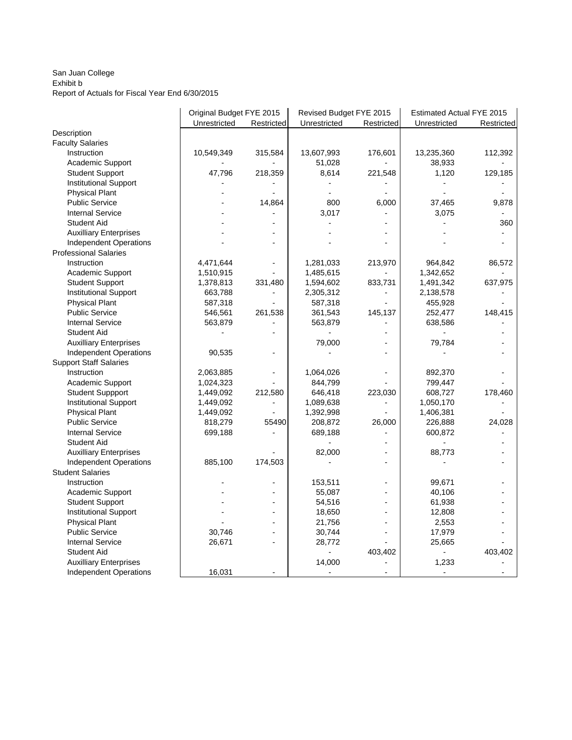San Juan College
Exhibit b
Report of Actuals for Fiscal Year End 6/30/2015

| | Original Budget FYE 2015 | | Revised Budget FYE 2015 | | Estimated Actual FYE 2015 | |
|---|---|---|---|---|---|---|
| | Unrestricted | Restricted | Unrestricted | Restricted | Unrestricted | Restricted |
| Description | | | | | | |
| Faculty Salaries | | | | | | |
| Instruction | 10,549,349 | 315,584 | 13,607,993 | 176,601 | 13,235,360 | 112,392 |
| Academic Support | - | - | 51,028 | - | 38,933 | - |
| Student Support | 47,796 | 218,359 | 8,614 | 221,548 | 1,120 | 129,185 |
| Institutional Support | - | - | - | - | - | - |
| Physical Plant | - | - | - | - | - | - |
| Public Service | - | 14,864 | 800 | 6,000 | 37,465 | 9,878 |
| Internal Service | - | - | 3,017 | - | 3,075 | - |
| Student Aid | - | - | - | - | - | 360 |
| Auxilliary Enterprises | - | - | - | - | - | - |
| Independent Operations | - | - | - | - | - | - |
| Professional Salaries | | | | | | |
| Instruction | 4,471,644 | - | 1,281,033 | 213,970 | 964,842 | 86,572 |
| Academic Support | 1,510,915 | - | 1,485,615 | - | 1,342,652 | - |
| Student Support | 1,378,813 | 331,480 | 1,594,602 | 833,731 | 1,491,342 | 637,975 |
| Institutional Support | 663,788 | - | 2,305,312 | - | 2,138,578 | - |
| Physical Plant | 587,318 | - | 587,318 | - | 455,928 | - |
| Public Service | 546,561 | 261,538 | 361,543 | 145,137 | 252,477 | 148,415 |
| Internal Service | 563,879 | - | 563,879 | - | 638,586 | - |
| Student Aid | - | - | - | - | - | - |
| Auxilliary Enterprises | | - | 79,000 | - | 79,784 | - |
| Independent Operations | 90,535 | - | - | - | - | - |
| Support Staff Salaries | | | | | | |
| Instruction | 2,063,885 | - | 1,064,026 | - | 892,370 | - |
| Academic Support | 1,024,323 | - | 844,799 | - | 799,447 | - |
| Student Suppport | 1,449,092 | 212,580 | 646,418 | 223,030 | 608,727 | 178,460 |
| Institutional Support | 1,449,092 | - | 1,089,638 | - | 1,050,170 | - |
| Physical Plant | 1,449,092 | - | 1,392,998 | - | 1,406,381 | - |
| Public Service | 818,279 | 55490 | 208,872 | 26,000 | 226,888 | 24,028 |
| Internal Service | 699,188 | - | 689,188 | - | 600,872 | - |
| Student Aid | | | - | - | - | - |
| Auxilliary Enterprises | | - | 82,000 | - | 88,773 | - |
| Independent Operations | 885,100 | 174,503 | - | - | - | - |
| Student Salaries | | | | | | |
| Instruction | - | - | 153,511 | - | 99,671 | - |
| Academic Support | - | - | 55,087 | - | 40,106 | - |
| Student Support | - | - | 54,516 | - | 61,938 | - |
| Institutional Support | - | - | 18,650 | - | 12,808 | - |
| Physical Plant | - | - | 21,756 | - | 2,553 | - |
| Public Service | 30,746 | - | 30,744 | - | 17,979 | - |
| Internal Service | 26,671 | - | 28,772 | - | 25,665 | - |
| Student Aid | | | - | 403,402 | - | 403,402 |
| Auxilliary Enterprises | | | 14,000 | - | 1,233 | - |
| Independent Operations | 16,031 | - | - | - | - | - |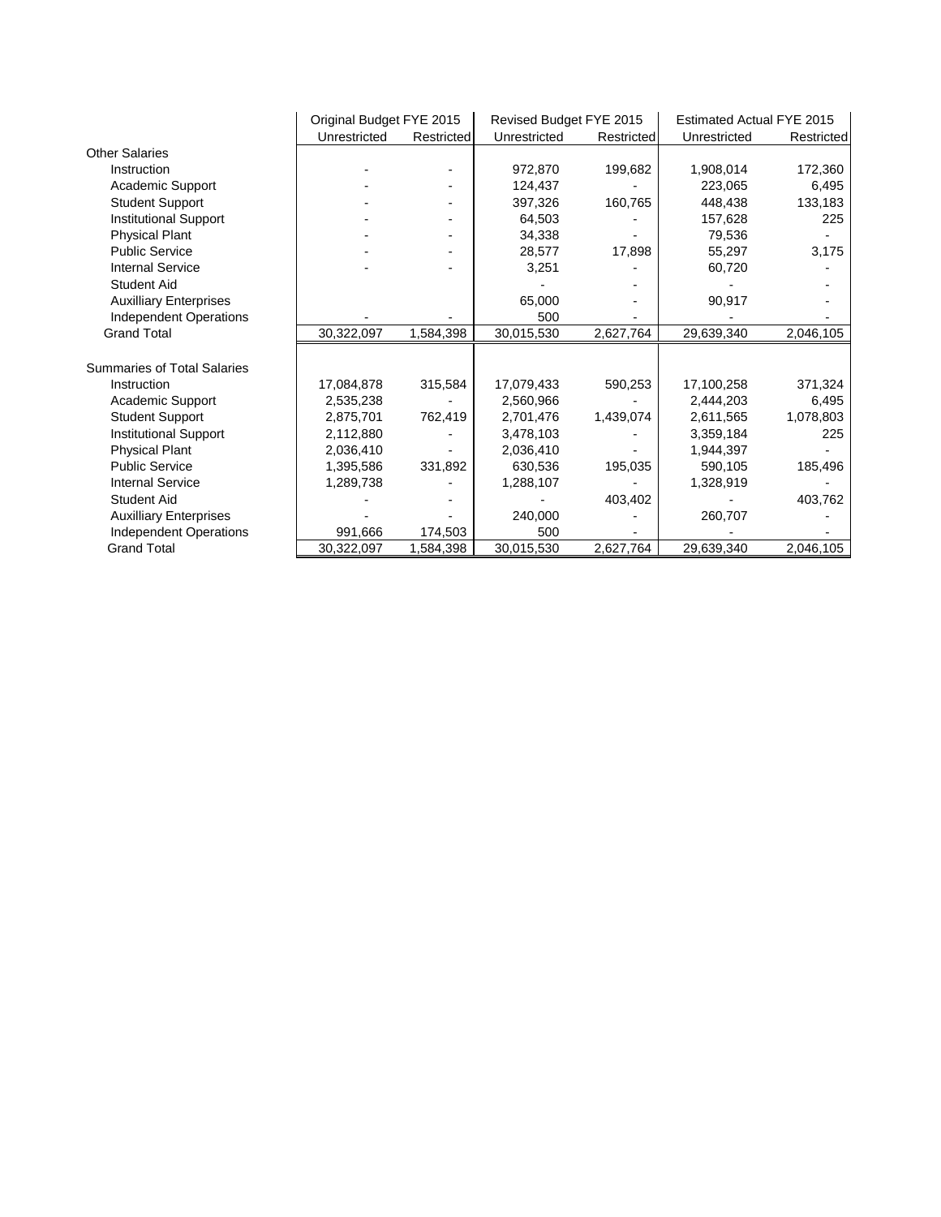| | Original Budget FYE 2015 | | Revised Budget FYE 2015 | | Estimated Actual FYE 2015 | |
|---|---|---|---|---|---|---|
| | Unrestricted | Restricted | Unrestricted | Restricted | Unrestricted | Restricted |
| Other Salaries | | | | | | |
| Instruction | - | - | 972,870 | 199,682 | 1,908,014 | 172,360 |
| Academic Support | - | - | 124,437 | - | 223,065 | 6,495 |
| Student Support | - | - | 397,326 | 160,765 | 448,438 | 133,183 |
| Institutional Support | - | - | 64,503 | - | 157,628 | 225 |
| Physical Plant | - | - | 34,338 | - | 79,536 | - |
| Public Service | - | - | 28,577 | 17,898 | 55,297 | 3,175 |
| Internal Service | - | - | 3,251 | - | 60,720 | - |
| Student Aid | | | - | - | - | - |
| Auxilliary Enterprises | | | 65,000 | - | 90,917 | - |
| Independent Operations | - | - | 500 | - | - | - |
| Grand Total | 30,322,097 | 1,584,398 | 30,015,530 | 2,627,764 | 29,639,340 | 2,046,105 |
| | | | | | | |
| Summaries of Total Salaries | | | | | | |
| Instruction | 17,084,878 | 315,584 | 17,079,433 | 590,253 | 17,100,258 | 371,324 |
| Academic Support | 2,535,238 | - | 2,560,966 | - | 2,444,203 | 6,495 |
| Student Support | 2,875,701 | 762,419 | 2,701,476 | 1,439,074 | 2,611,565 | 1,078,803 |
| Institutional Support | 2,112,880 | - | 3,478,103 | - | 3,359,184 | 225 |
| Physical Plant | 2,036,410 | - | 2,036,410 | - | 1,944,397 | - |
| Public Service | 1,395,586 | 331,892 | 630,536 | 195,035 | 590,105 | 185,496 |
| Internal Service | 1,289,738 | - | 1,288,107 | - | 1,328,919 | - |
| Student Aid | - | - | - | 403,402 | - | 403,762 |
| Auxilliary Enterprises | - | - | 240,000 | - | 260,707 | - |
| Independent Operations | 991,666 | 174,503 | 500 | - | - | - |
| Grand Total | 30,322,097 | 1,584,398 | 30,015,530 | 2,627,764 | 29,639,340 | 2,046,105 |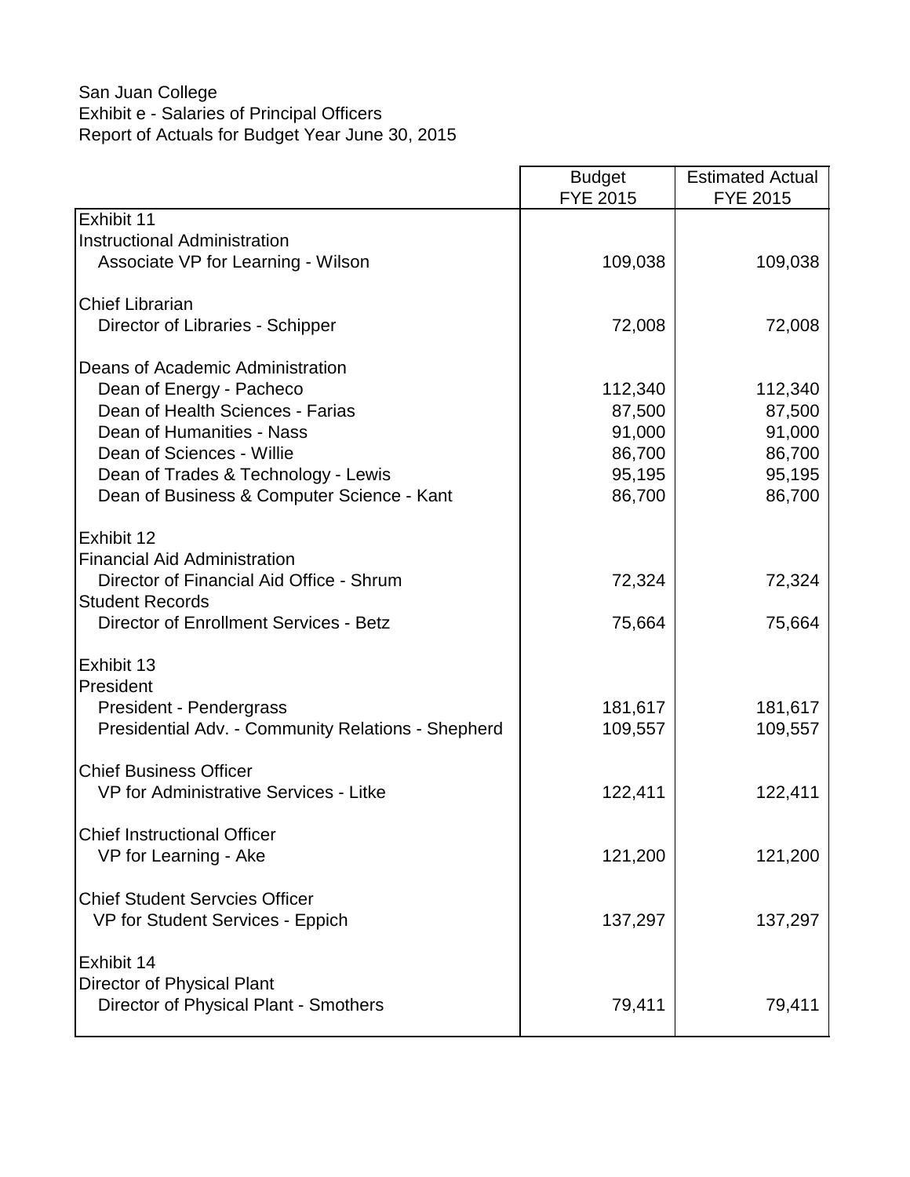San Juan College
Exhibit e - Salaries of Principal Officers
Report of Actuals for Budget Year June 30, 2015

| | Budget FYE 2015 | Estimated Actual FYE 2015 |
|---|---|---|
| Exhibit 11 | | |
| Instructional Administration | | |
| Associate VP for Learning - Wilson | 109,038 | 109,038 |
| | | |
| Chief Librarian | | |
| Director of Libraries - Schipper | 72,008 | 72,008 |
| | | |
| Deans of Academic Administration | | |
| Dean of Energy - Pacheco | 112,340 | 112,340 |
| Dean of Health Sciences - Farias | 87,500 | 87,500 |
| Dean of Humanities - Nass | 91,000 | 91,000 |
| Dean of Sciences - Willie | 86,700 | 86,700 |
| Dean of Trades & Technology - Lewis | 95,195 | 95,195 |
| Dean of Business & Computer Science - Kant | 86,700 | 86,700 |
| | | |
| Exhibit 12 | | |
| Financial Aid Administration | | |
| Director of Financial Aid Office - Shrum | 72,324 | 72,324 |
| Student Records | | |
| Director of Enrollment Services - Betz | 75,664 | 75,664 |
| | | |
| Exhibit 13 | | |
| President | | |
| President - Pendergrass | 181,617 | 181,617 |
| Presidential Adv. - Community Relations - Shepherd | 109,557 | 109,557 |
| | | |
| Chief Business Officer | | |
| VP for Administrative Services - Litke | 122,411 | 122,411 |
| | | |
| Chief Instructional Officer | | |
| VP for Learning - Ake | 121,200 | 121,200 |
| | | |
| Chief Student Servcies Officer | | |
| VP for Student Services - Eppich | 137,297 | 137,297 |
| | | |
| Exhibit 14 | | |
| Director of Physical Plant | | |
| Director of Physical Plant - Smothers | 79,411 | 79,411 |